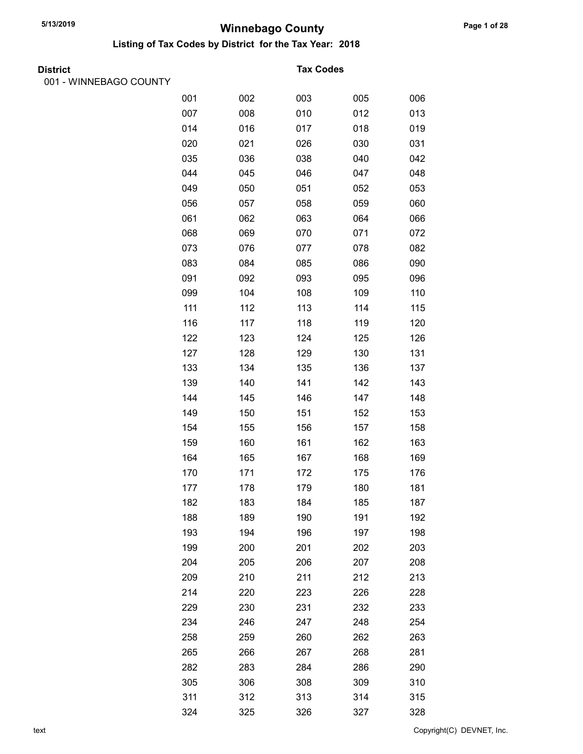# Winnebago County

## Listing of Tax Codes by District for the Tax Year: 2018

| District | Tax Codes | | | | |
|---|---|---|---|---|---|
| 001 - WINNEBAGO COUNTY | | | | | |
| | 001 | 002 | 003 | 005 | 006 |
| | 007 | 008 | 010 | 012 | 013 |
| | 014 | 016 | 017 | 018 | 019 |
| | 020 | 021 | 026 | 030 | 031 |
| | 035 | 036 | 038 | 040 | 042 |
| | 044 | 045 | 046 | 047 | 048 |
| | 049 | 050 | 051 | 052 | 053 |
| | 056 | 057 | 058 | 059 | 060 |
| | 061 | 062 | 063 | 064 | 066 |
| | 068 | 069 | 070 | 071 | 072 |
| | 073 | 076 | 077 | 078 | 082 |
| | 083 | 084 | 085 | 086 | 090 |
| | 091 | 092 | 093 | 095 | 096 |
| | 099 | 104 | 108 | 109 | 110 |
| | 111 | 112 | 113 | 114 | 115 |
| | 116 | 117 | 118 | 119 | 120 |
| | 122 | 123 | 124 | 125 | 126 |
| | 127 | 128 | 129 | 130 | 131 |
| | 133 | 134 | 135 | 136 | 137 |
| | 139 | 140 | 141 | 142 | 143 |
| | 144 | 145 | 146 | 147 | 148 |
| | 149 | 150 | 151 | 152 | 153 |
| | 154 | 155 | 156 | 157 | 158 |
| | 159 | 160 | 161 | 162 | 163 |
| | 164 | 165 | 167 | 168 | 169 |
| | 170 | 171 | 172 | 175 | 176 |
| | 177 | 178 | 179 | 180 | 181 |
| | 182 | 183 | 184 | 185 | 187 |
| | 188 | 189 | 190 | 191 | 192 |
| | 193 | 194 | 196 | 197 | 198 |
| | 199 | 200 | 201 | 202 | 203 |
| | 204 | 205 | 206 | 207 | 208 |
| | 209 | 210 | 211 | 212 | 213 |
| | 214 | 220 | 223 | 226 | 228 |
| | 229 | 230 | 231 | 232 | 233 |
| | 234 | 246 | 247 | 248 | 254 |
| | 258 | 259 | 260 | 262 | 263 |
| | 265 | 266 | 267 | 268 | 281 |
| | 282 | 283 | 284 | 286 | 290 |
| | 305 | 306 | 308 | 309 | 310 |
| | 311 | 312 | 313 | 314 | 315 |
| | 324 | 325 | 326 | 327 | 328 |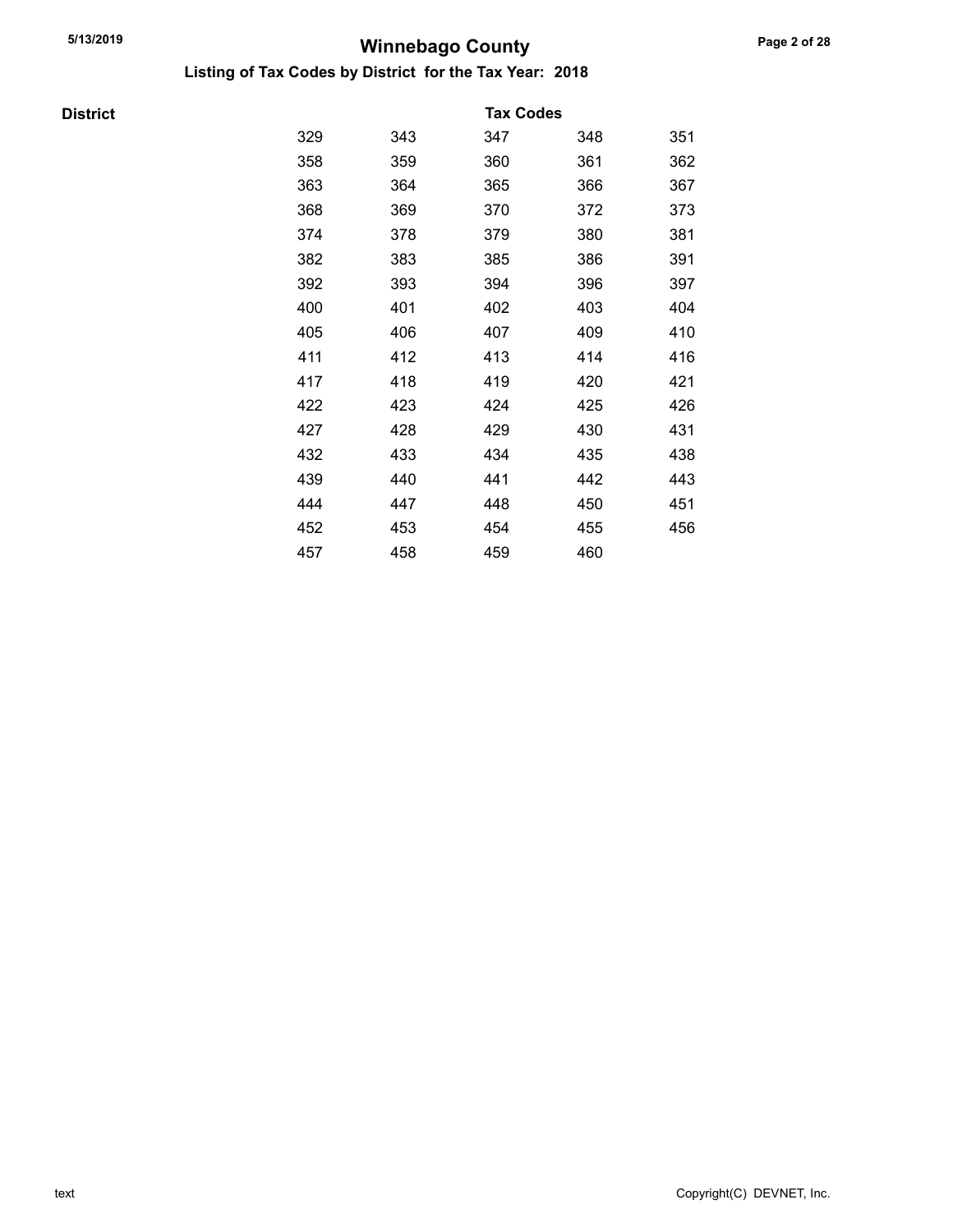# Winnebago County

## Listing of Tax Codes by District for the Tax Year: 2018

| District | Tax Codes | | | | |
|---|---|---|---|---|---|
| | 329 | 343 | 347 | 348 | 351 |
| | 358 | 359 | 360 | 361 | 362 |
| | 363 | 364 | 365 | 366 | 367 |
| | 368 | 369 | 370 | 372 | 373 |
| | 374 | 378 | 379 | 380 | 381 |
| | 382 | 383 | 385 | 386 | 391 |
| | 392 | 393 | 394 | 396 | 397 |
| | 400 | 401 | 402 | 403 | 404 |
| | 405 | 406 | 407 | 409 | 410 |
| | 411 | 412 | 413 | 414 | 416 |
| | 417 | 418 | 419 | 420 | 421 |
| | 422 | 423 | 424 | 425 | 426 |
| | 427 | 428 | 429 | 430 | 431 |
| | 432 | 433 | 434 | 435 | 438 |
| | 439 | 440 | 441 | 442 | 443 |
| | 444 | 447 | 448 | 450 | 451 |
| | 452 | 453 | 454 | 455 | 456 |
| | 457 | 458 | 459 | 460 | |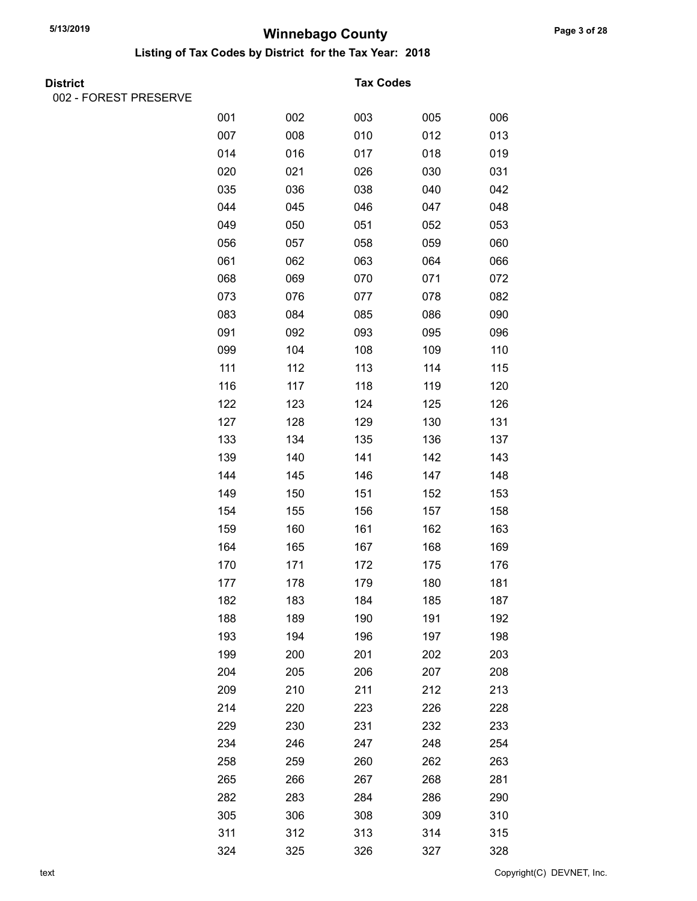# Winnebago County

## Listing of Tax Codes by District for the Tax Year: 2018

**District** — **Tax Codes**

002 - FOREST PRESERVE

| | | | | |
|---|---|---|---|---|
| 001 | 002 | 003 | 005 | 006 |
| 007 | 008 | 010 | 012 | 013 |
| 014 | 016 | 017 | 018 | 019 |
| 020 | 021 | 026 | 030 | 031 |
| 035 | 036 | 038 | 040 | 042 |
| 044 | 045 | 046 | 047 | 048 |
| 049 | 050 | 051 | 052 | 053 |
| 056 | 057 | 058 | 059 | 060 |
| 061 | 062 | 063 | 064 | 066 |
| 068 | 069 | 070 | 071 | 072 |
| 073 | 076 | 077 | 078 | 082 |
| 083 | 084 | 085 | 086 | 090 |
| 091 | 092 | 093 | 095 | 096 |
| 099 | 104 | 108 | 109 | 110 |
| 111 | 112 | 113 | 114 | 115 |
| 116 | 117 | 118 | 119 | 120 |
| 122 | 123 | 124 | 125 | 126 |
| 127 | 128 | 129 | 130 | 131 |
| 133 | 134 | 135 | 136 | 137 |
| 139 | 140 | 141 | 142 | 143 |
| 144 | 145 | 146 | 147 | 148 |
| 149 | 150 | 151 | 152 | 153 |
| 154 | 155 | 156 | 157 | 158 |
| 159 | 160 | 161 | 162 | 163 |
| 164 | 165 | 167 | 168 | 169 |
| 170 | 171 | 172 | 175 | 176 |
| 177 | 178 | 179 | 180 | 181 |
| 182 | 183 | 184 | 185 | 187 |
| 188 | 189 | 190 | 191 | 192 |
| 193 | 194 | 196 | 197 | 198 |
| 199 | 200 | 201 | 202 | 203 |
| 204 | 205 | 206 | 207 | 208 |
| 209 | 210 | 211 | 212 | 213 |
| 214 | 220 | 223 | 226 | 228 |
| 229 | 230 | 231 | 232 | 233 |
| 234 | 246 | 247 | 248 | 254 |
| 258 | 259 | 260 | 262 | 263 |
| 265 | 266 | 267 | 268 | 281 |
| 282 | 283 | 284 | 286 | 290 |
| 305 | 306 | 308 | 309 | 310 |
| 311 | 312 | 313 | 314 | 315 |
| 324 | 325 | 326 | 327 | 328 |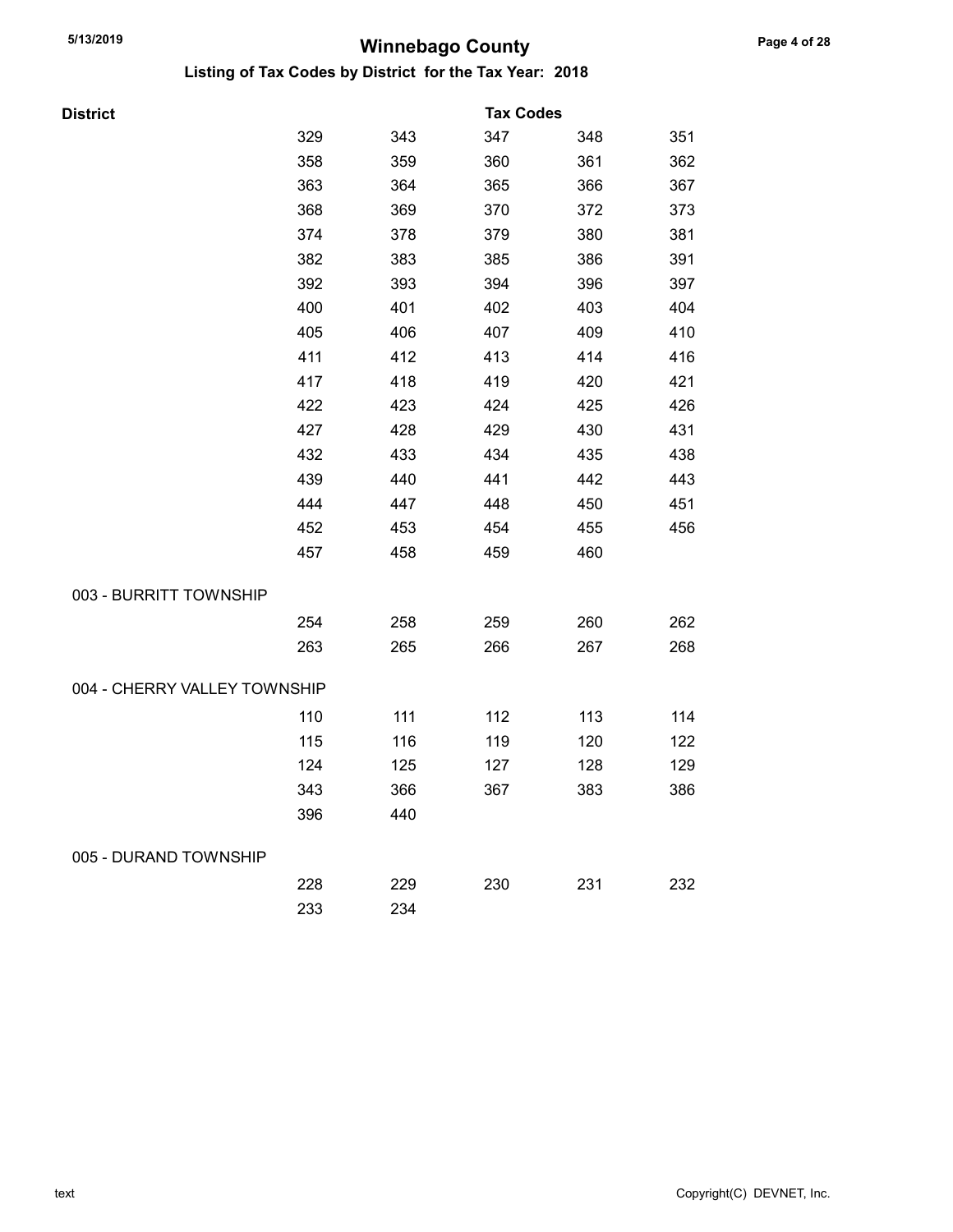# Winnebago County

## Listing of Tax Codes by District for the Tax Year: 2018

| District | Tax Codes | | | | |
|---|---|---|---|---|---|
| | 329 | 343 | 347 | 348 | 351 |
| | 358 | 359 | 360 | 361 | 362 |
| | 363 | 364 | 365 | 366 | 367 |
| | 368 | 369 | 370 | 372 | 373 |
| | 374 | 378 | 379 | 380 | 381 |
| | 382 | 383 | 385 | 386 | 391 |
| | 392 | 393 | 394 | 396 | 397 |
| | 400 | 401 | 402 | 403 | 404 |
| | 405 | 406 | 407 | 409 | 410 |
| | 411 | 412 | 413 | 414 | 416 |
| | 417 | 418 | 419 | 420 | 421 |
| | 422 | 423 | 424 | 425 | 426 |
| | 427 | 428 | 429 | 430 | 431 |
| | 432 | 433 | 434 | 435 | 438 |
| | 439 | 440 | 441 | 442 | 443 |
| | 444 | 447 | 448 | 450 | 451 |
| | 452 | 453 | 454 | 455 | 456 |
| | 457 | 458 | 459 | 460 | |
| 003 - BURRITT TOWNSHIP | | | | | |
| | 254 | 258 | 259 | 260 | 262 |
| | 263 | 265 | 266 | 267 | 268 |
| 004 - CHERRY VALLEY TOWNSHIP | | | | | |
| | 110 | 111 | 112 | 113 | 114 |
| | 115 | 116 | 119 | 120 | 122 |
| | 124 | 125 | 127 | 128 | 129 |
| | 343 | 366 | 367 | 383 | 386 |
| | 396 | 440 | | | |
| 005 - DURAND TOWNSHIP | | | | | |
| | 228 | 229 | 230 | 231 | 232 |
| | 233 | 234 | | | |

text

Copyright(C) DEVNET, Inc.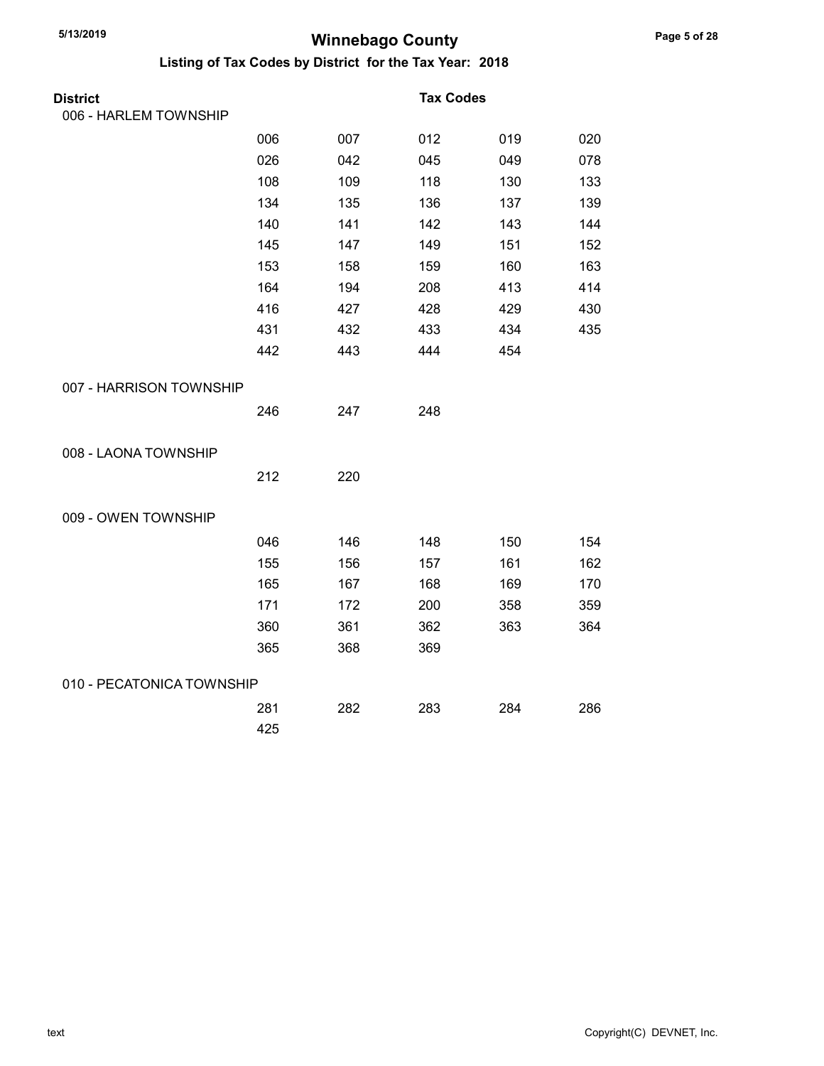# Winnebago County

## Listing of Tax Codes by District for the Tax Year: 2018

| District | Tax Codes | | | | |
|---|---|---|---|---|---|
| **006 - HARLEM TOWNSHIP** | | | | | |
| | 006 | 007 | 012 | 019 | 020 |
| | 026 | 042 | 045 | 049 | 078 |
| | 108 | 109 | 118 | 130 | 133 |
| | 134 | 135 | 136 | 137 | 139 |
| | 140 | 141 | 142 | 143 | 144 |
| | 145 | 147 | 149 | 151 | 152 |
| | 153 | 158 | 159 | 160 | 163 |
| | 164 | 194 | 208 | 413 | 414 |
| | 416 | 427 | 428 | 429 | 430 |
| | 431 | 432 | 433 | 434 | 435 |
| | 442 | 443 | 444 | 454 | |
| **007 - HARRISON TOWNSHIP** | | | | | |
| | 246 | 247 | 248 | | |
| **008 - LAONA TOWNSHIP** | | | | | |
| | 212 | 220 | | | |
| **009 - OWEN TOWNSHIP** | | | | | |
| | 046 | 146 | 148 | 150 | 154 |
| | 155 | 156 | 157 | 161 | 162 |
| | 165 | 167 | 168 | 169 | 170 |
| | 171 | 172 | 200 | 358 | 359 |
| | 360 | 361 | 362 | 363 | 364 |
| | 365 | 368 | 369 | | |
| **010 - PECATONICA TOWNSHIP** | | | | | |
| | 281 | 282 | 283 | 284 | 286 |
| | 425 | | | | |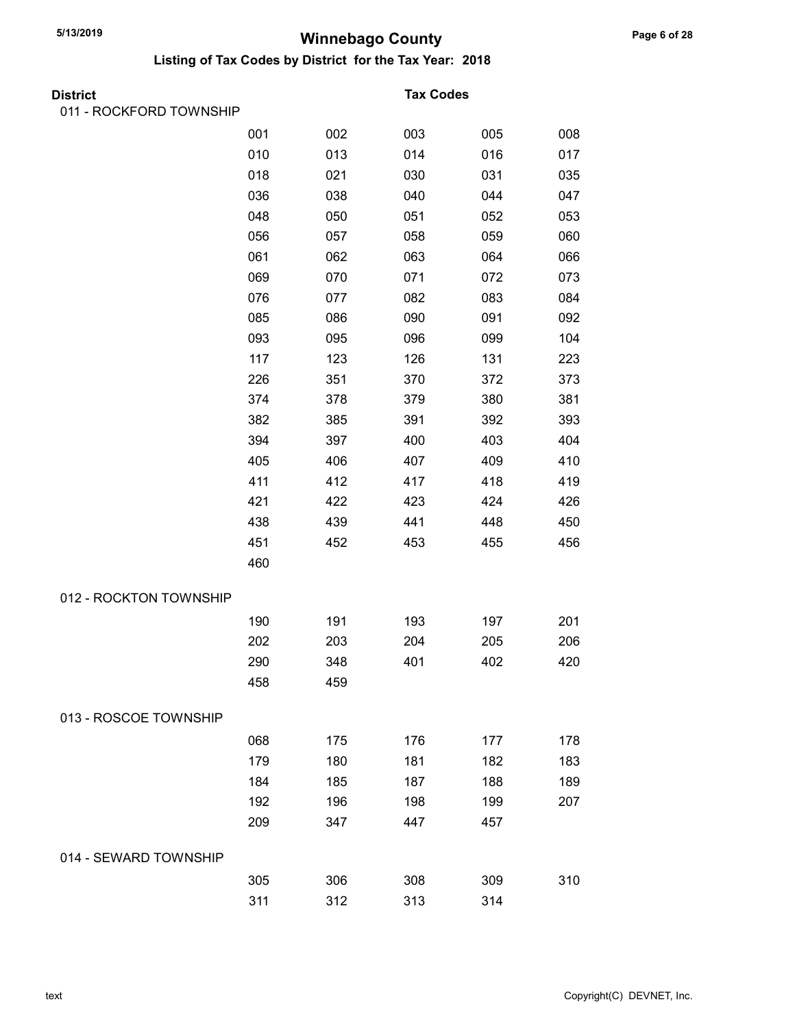# Winnebago County

## Listing of Tax Codes by District for the Tax Year: 2018

| District | Tax Codes | | | | |
|---|---|---|---|---|---|
| 011 - ROCKFORD TOWNSHIP | | | | | |
| | 001 | 002 | 003 | 005 | 008 |
| | 010 | 013 | 014 | 016 | 017 |
| | 018 | 021 | 030 | 031 | 035 |
| | 036 | 038 | 040 | 044 | 047 |
| | 048 | 050 | 051 | 052 | 053 |
| | 056 | 057 | 058 | 059 | 060 |
| | 061 | 062 | 063 | 064 | 066 |
| | 069 | 070 | 071 | 072 | 073 |
| | 076 | 077 | 082 | 083 | 084 |
| | 085 | 086 | 090 | 091 | 092 |
| | 093 | 095 | 096 | 099 | 104 |
| | 117 | 123 | 126 | 131 | 223 |
| | 226 | 351 | 370 | 372 | 373 |
| | 374 | 378 | 379 | 380 | 381 |
| | 382 | 385 | 391 | 392 | 393 |
| | 394 | 397 | 400 | 403 | 404 |
| | 405 | 406 | 407 | 409 | 410 |
| | 411 | 412 | 417 | 418 | 419 |
| | 421 | 422 | 423 | 424 | 426 |
| | 438 | 439 | 441 | 448 | 450 |
| | 451 | 452 | 453 | 455 | 456 |
| | 460 | | | | |
| 012 - ROCKTON TOWNSHIP | | | | | |
| | 190 | 191 | 193 | 197 | 201 |
| | 202 | 203 | 204 | 205 | 206 |
| | 290 | 348 | 401 | 402 | 420 |
| | 458 | 459 | | | |
| 013 - ROSCOE TOWNSHIP | | | | | |
| | 068 | 175 | 176 | 177 | 178 |
| | 179 | 180 | 181 | 182 | 183 |
| | 184 | 185 | 187 | 188 | 189 |
| | 192 | 196 | 198 | 199 | 207 |
| | 209 | 347 | 447 | 457 | |
| 014 - SEWARD TOWNSHIP | | | | | |
| | 305 | 306 | 308 | 309 | 310 |
| | 311 | 312 | 313 | 314 | |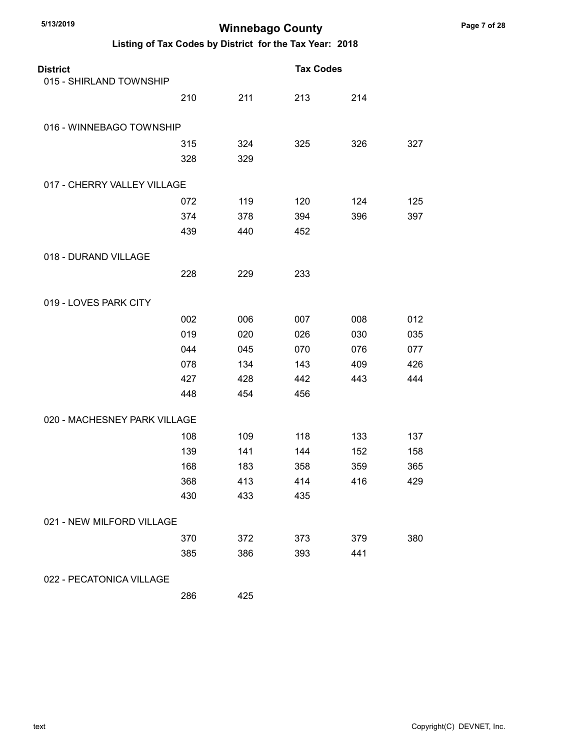# Winnebago County

## Listing of Tax Codes by District for the Tax Year: 2018

| District | | | Tax Codes | | |
|---|---|---|---|---|---|
| 015 - SHIRLAND TOWNSHIP | | | | | |
| | 210 | 211 | 213 | 214 | |
| 016 - WINNEBAGO TOWNSHIP | | | | | |
| | 315 | 324 | 325 | 326 | 327 |
| | 328 | 329 | | | |
| 017 - CHERRY VALLEY VILLAGE | | | | | |
| | 072 | 119 | 120 | 124 | 125 |
| | 374 | 378 | 394 | 396 | 397 |
| | 439 | 440 | 452 | | |
| 018 - DURAND VILLAGE | | | | | |
| | 228 | 229 | 233 | | |
| 019 - LOVES PARK CITY | | | | | |
| | 002 | 006 | 007 | 008 | 012 |
| | 019 | 020 | 026 | 030 | 035 |
| | 044 | 045 | 070 | 076 | 077 |
| | 078 | 134 | 143 | 409 | 426 |
| | 427 | 428 | 442 | 443 | 444 |
| | 448 | 454 | 456 | | |
| 020 - MACHESNEY PARK VILLAGE | | | | | |
| | 108 | 109 | 118 | 133 | 137 |
| | 139 | 141 | 144 | 152 | 158 |
| | 168 | 183 | 358 | 359 | 365 |
| | 368 | 413 | 414 | 416 | 429 |
| | 430 | 433 | 435 | | |
| 021 - NEW MILFORD VILLAGE | | | | | |
| | 370 | 372 | 373 | 379 | 380 |
| | 385 | 386 | 393 | 441 | |
| 022 - PECATONICA VILLAGE | | | | | |
| | 286 | 425 | | | |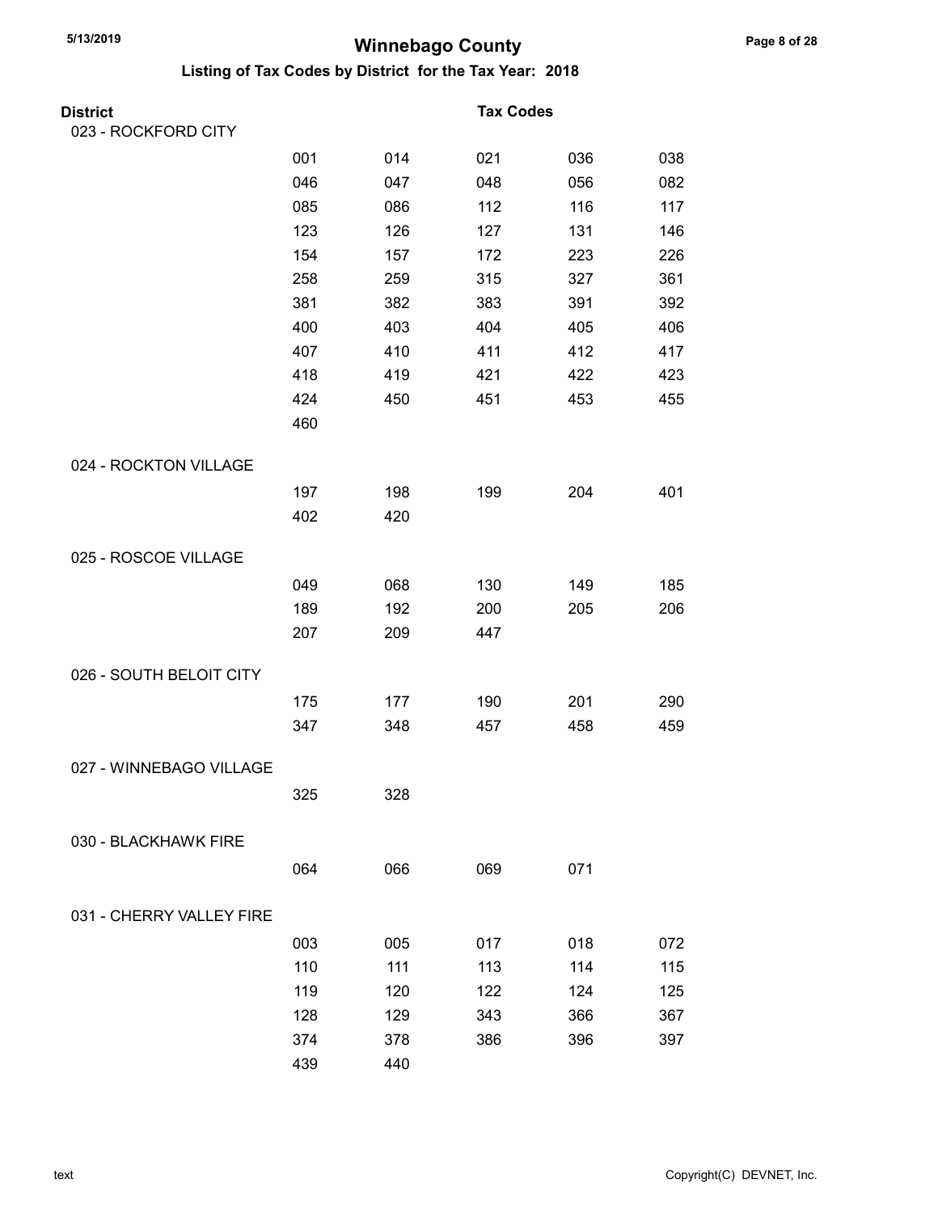# Winnebago County

## Listing of Tax Codes by District for the Tax Year: 2018

**District** — **Tax Codes**

### 023 - ROCKFORD CITY

| | | | | |
|---|---|---|---|---|
| 001 | 014 | 021 | 036 | 038 |
| 046 | 047 | 048 | 056 | 082 |
| 085 | 086 | 112 | 116 | 117 |
| 123 | 126 | 127 | 131 | 146 |
| 154 | 157 | 172 | 223 | 226 |
| 258 | 259 | 315 | 327 | 361 |
| 381 | 382 | 383 | 391 | 392 |
| 400 | 403 | 404 | 405 | 406 |
| 407 | 410 | 411 | 412 | 417 |
| 418 | 419 | 421 | 422 | 423 |
| 424 | 450 | 451 | 453 | 455 |
| 460 | | | | |

### 024 - ROCKTON VILLAGE

| | | | | |
|---|---|---|---|---|
| 197 | 198 | 199 | 204 | 401 |
| 402 | 420 | | | |

### 025 - ROSCOE VILLAGE

| | | | | |
|---|---|---|---|---|
| 049 | 068 | 130 | 149 | 185 |
| 189 | 192 | 200 | 205 | 206 |
| 207 | 209 | 447 | | |

### 026 - SOUTH BELOIT CITY

| | | | | |
|---|---|---|---|---|
| 175 | 177 | 190 | 201 | 290 |
| 347 | 348 | 457 | 458 | 459 |

### 027 - WINNEBAGO VILLAGE

| | | | | |
|---|---|---|---|---|
| 325 | 328 | | | |

### 030 - BLACKHAWK FIRE

| | | | | |
|---|---|---|---|---|
| 064 | 066 | 069 | 071 | |

### 031 - CHERRY VALLEY FIRE

| | | | | |
|---|---|---|---|---|
| 003 | 005 | 017 | 018 | 072 |
| 110 | 111 | 113 | 114 | 115 |
| 119 | 120 | 122 | 124 | 125 |
| 128 | 129 | 343 | 366 | 367 |
| 374 | 378 | 386 | 396 | 397 |
| 439 | 440 | | | |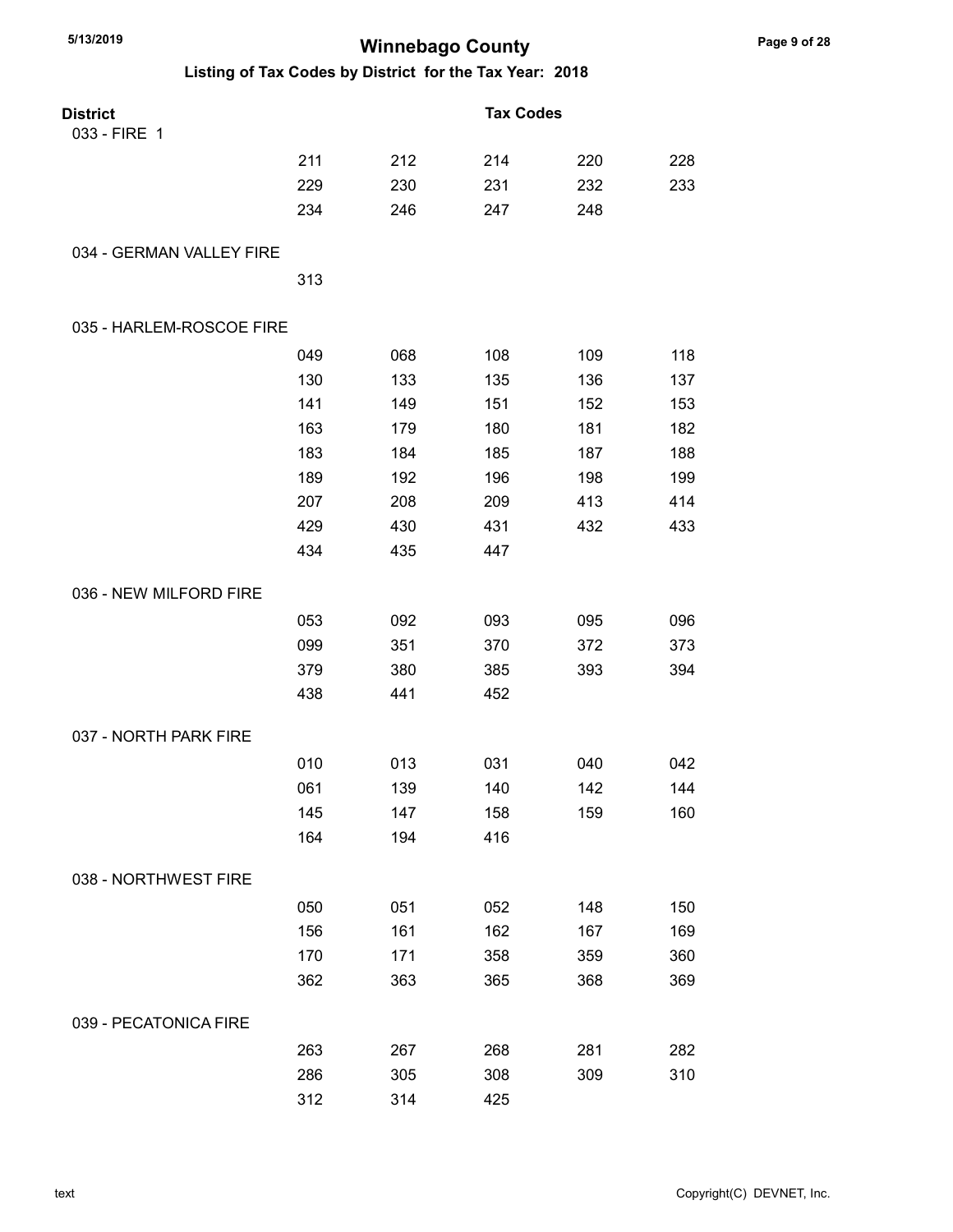# Winnebago County

## Listing of Tax Codes by District for the Tax Year: 2018

| District | Tax Codes | | | | |
|---|---|---|---|---|---|
| 033 - FIRE 1 | | | | | |
| | 211 | 212 | 214 | 220 | 228 |
| | 229 | 230 | 231 | 232 | 233 |
| | 234 | 246 | 247 | 248 | |
| 034 - GERMAN VALLEY FIRE | | | | | |
| | 313 | | | | |
| 035 - HARLEM-ROSCOE FIRE | | | | | |
| | 049 | 068 | 108 | 109 | 118 |
| | 130 | 133 | 135 | 136 | 137 |
| | 141 | 149 | 151 | 152 | 153 |
| | 163 | 179 | 180 | 181 | 182 |
| | 183 | 184 | 185 | 187 | 188 |
| | 189 | 192 | 196 | 198 | 199 |
| | 207 | 208 | 209 | 413 | 414 |
| | 429 | 430 | 431 | 432 | 433 |
| | 434 | 435 | 447 | | |
| 036 - NEW MILFORD FIRE | | | | | |
| | 053 | 092 | 093 | 095 | 096 |
| | 099 | 351 | 370 | 372 | 373 |
| | 379 | 380 | 385 | 393 | 394 |
| | 438 | 441 | 452 | | |
| 037 - NORTH PARK FIRE | | | | | |
| | 010 | 013 | 031 | 040 | 042 |
| | 061 | 139 | 140 | 142 | 144 |
| | 145 | 147 | 158 | 159 | 160 |
| | 164 | 194 | 416 | | |
| 038 - NORTHWEST FIRE | | | | | |
| | 050 | 051 | 052 | 148 | 150 |
| | 156 | 161 | 162 | 167 | 169 |
| | 170 | 171 | 358 | 359 | 360 |
| | 362 | 363 | 365 | 368 | 369 |
| 039 - PECATONICA FIRE | | | | | |
| | 263 | 267 | 268 | 281 | 282 |
| | 286 | 305 | 308 | 309 | 310 |
| | 312 | 314 | 425 | | |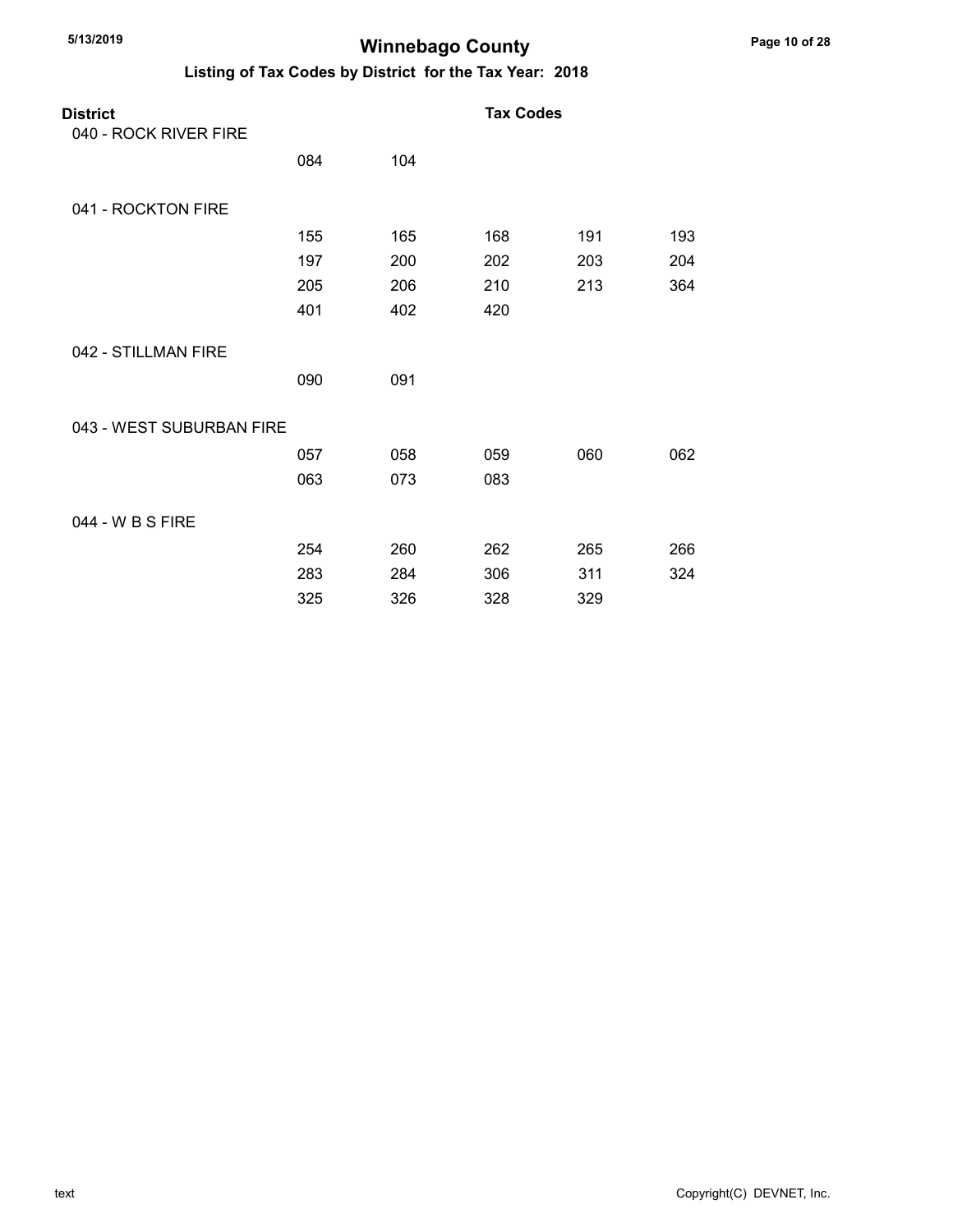# Winnebago County

## Listing of Tax Codes by District for the Tax Year: 2018

| District | Tax Codes | | | | |
|---|---|---|---|---|---|
| 040 - ROCK RIVER FIRE | | | | | |
| | 084 | 104 | | | |
| 041 - ROCKTON FIRE | | | | | |
| | 155 | 165 | 168 | 191 | 193 |
| | 197 | 200 | 202 | 203 | 204 |
| | 205 | 206 | 210 | 213 | 364 |
| | 401 | 402 | 420 | | |
| 042 - STILLMAN FIRE | | | | | |
| | 090 | 091 | | | |
| 043 - WEST SUBURBAN FIRE | | | | | |
| | 057 | 058 | 059 | 060 | 062 |
| | 063 | 073 | 083 | | |
| 044 - W B S FIRE | | | | | |
| | 254 | 260 | 262 | 265 | 266 |
| | 283 | 284 | 306 | 311 | 324 |
| | 325 | 326 | 328 | 329 | |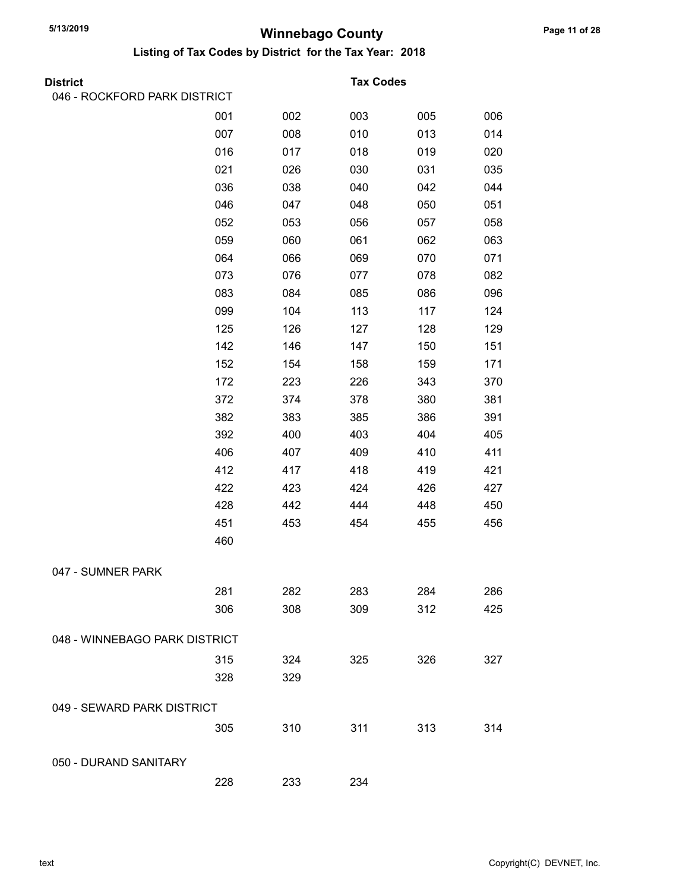# Winnebago County

## Listing of Tax Codes by District for the Tax Year: 2018

| District | Tax Codes | | | | |
|---|---|---|---|---|---|
| 046 - ROCKFORD PARK DISTRICT | | | | | |
| | 001 | 002 | 003 | 005 | 006 |
| | 007 | 008 | 010 | 013 | 014 |
| | 016 | 017 | 018 | 019 | 020 |
| | 021 | 026 | 030 | 031 | 035 |
| | 036 | 038 | 040 | 042 | 044 |
| | 046 | 047 | 048 | 050 | 051 |
| | 052 | 053 | 056 | 057 | 058 |
| | 059 | 060 | 061 | 062 | 063 |
| | 064 | 066 | 069 | 070 | 071 |
| | 073 | 076 | 077 | 078 | 082 |
| | 083 | 084 | 085 | 086 | 096 |
| | 099 | 104 | 113 | 117 | 124 |
| | 125 | 126 | 127 | 128 | 129 |
| | 142 | 146 | 147 | 150 | 151 |
| | 152 | 154 | 158 | 159 | 171 |
| | 172 | 223 | 226 | 343 | 370 |
| | 372 | 374 | 378 | 380 | 381 |
| | 382 | 383 | 385 | 386 | 391 |
| | 392 | 400 | 403 | 404 | 405 |
| | 406 | 407 | 409 | 410 | 411 |
| | 412 | 417 | 418 | 419 | 421 |
| | 422 | 423 | 424 | 426 | 427 |
| | 428 | 442 | 444 | 448 | 450 |
| | 451 | 453 | 454 | 455 | 456 |
| | 460 | | | | |
| 047 - SUMNER PARK | | | | | |
| | 281 | 282 | 283 | 284 | 286 |
| | 306 | 308 | 309 | 312 | 425 |
| 048 - WINNEBAGO PARK DISTRICT | | | | | |
| | 315 | 324 | 325 | 326 | 327 |
| | 328 | 329 | | | |
| 049 - SEWARD PARK DISTRICT | | | | | |
| | 305 | 310 | 311 | 313 | 314 |
| 050 - DURAND SANITARY | | | | | |
| | 228 | 233 | 234 | | |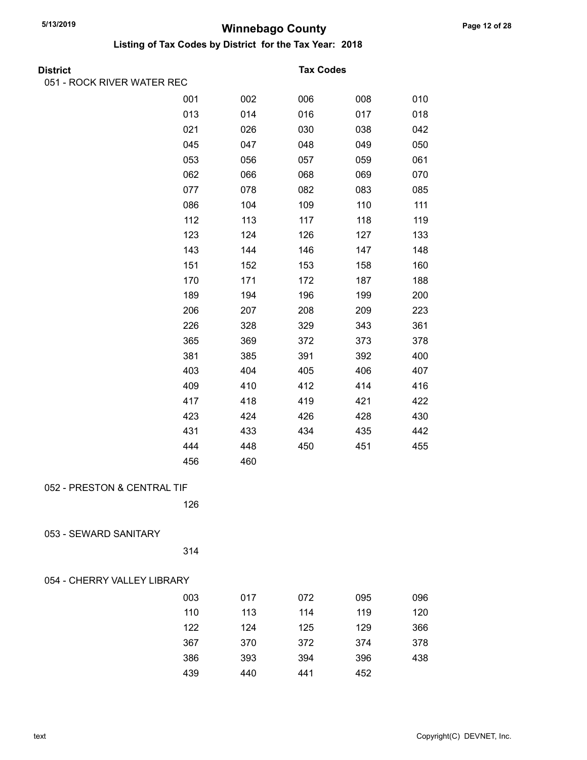# Winnebago County

## Listing of Tax Codes by District for the Tax Year: 2018

**District** | **Tax Codes**

### 051 - ROCK RIVER WATER REC

| | | | | |
|---|---|---|---|---|
| 001 | 002 | 006 | 008 | 010 |
| 013 | 014 | 016 | 017 | 018 |
| 021 | 026 | 030 | 038 | 042 |
| 045 | 047 | 048 | 049 | 050 |
| 053 | 056 | 057 | 059 | 061 |
| 062 | 066 | 068 | 069 | 070 |
| 077 | 078 | 082 | 083 | 085 |
| 086 | 104 | 109 | 110 | 111 |
| 112 | 113 | 117 | 118 | 119 |
| 123 | 124 | 126 | 127 | 133 |
| 143 | 144 | 146 | 147 | 148 |
| 151 | 152 | 153 | 158 | 160 |
| 170 | 171 | 172 | 187 | 188 |
| 189 | 194 | 196 | 199 | 200 |
| 206 | 207 | 208 | 209 | 223 |
| 226 | 328 | 329 | 343 | 361 |
| 365 | 369 | 372 | 373 | 378 |
| 381 | 385 | 391 | 392 | 400 |
| 403 | 404 | 405 | 406 | 407 |
| 409 | 410 | 412 | 414 | 416 |
| 417 | 418 | 419 | 421 | 422 |
| 423 | 424 | 426 | 428 | 430 |
| 431 | 433 | 434 | 435 | 442 |
| 444 | 448 | 450 | 451 | 455 |
| 456 | 460 | | | |

### 052 - PRESTON & CENTRAL TIF

| | | | | |
|---|---|---|---|---|
| 126 | | | | |

### 053 - SEWARD SANITARY

| | | | | |
|---|---|---|---|---|
| 314 | | | | |

### 054 - CHERRY VALLEY LIBRARY

| | | | | |
|---|---|---|---|---|
| 003 | 017 | 072 | 095 | 096 |
| 110 | 113 | 114 | 119 | 120 |
| 122 | 124 | 125 | 129 | 366 |
| 367 | 370 | 372 | 374 | 378 |
| 386 | 393 | 394 | 396 | 438 |
| 439 | 440 | 441 | 452 | |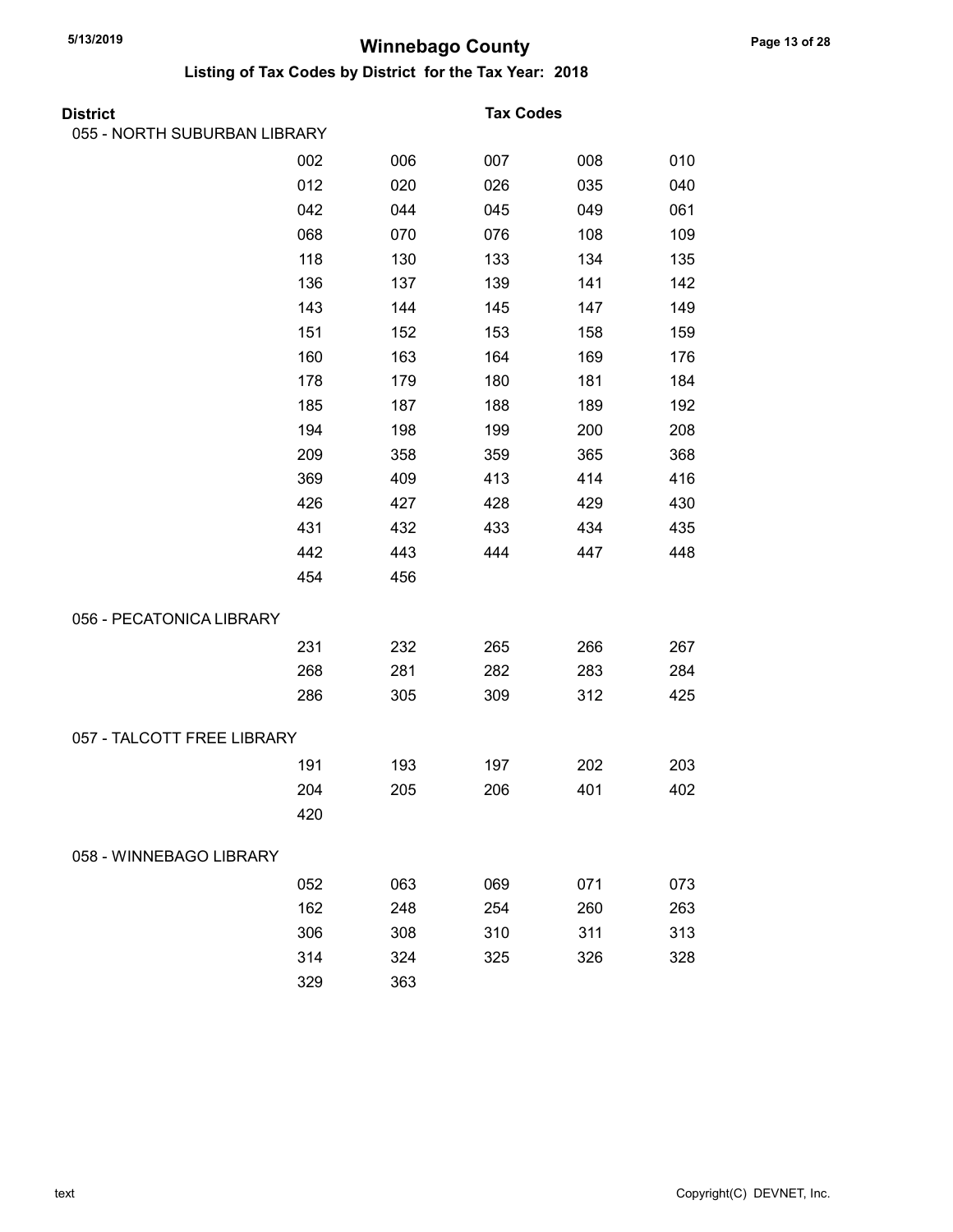# Winnebago County

## Listing of Tax Codes by District for the Tax Year: 2018

**District** | **Tax Codes**

### 055 - NORTH SUBURBAN LIBRARY

| | | | | |
|---|---|---|---|---|
| 002 | 006 | 007 | 008 | 010 |
| 012 | 020 | 026 | 035 | 040 |
| 042 | 044 | 045 | 049 | 061 |
| 068 | 070 | 076 | 108 | 109 |
| 118 | 130 | 133 | 134 | 135 |
| 136 | 137 | 139 | 141 | 142 |
| 143 | 144 | 145 | 147 | 149 |
| 151 | 152 | 153 | 158 | 159 |
| 160 | 163 | 164 | 169 | 176 |
| 178 | 179 | 180 | 181 | 184 |
| 185 | 187 | 188 | 189 | 192 |
| 194 | 198 | 199 | 200 | 208 |
| 209 | 358 | 359 | 365 | 368 |
| 369 | 409 | 413 | 414 | 416 |
| 426 | 427 | 428 | 429 | 430 |
| 431 | 432 | 433 | 434 | 435 |
| 442 | 443 | 444 | 447 | 448 |
| 454 | 456 | | | |

### 056 - PECATONICA LIBRARY

| | | | | |
|---|---|---|---|---|
| 231 | 232 | 265 | 266 | 267 |
| 268 | 281 | 282 | 283 | 284 |
| 286 | 305 | 309 | 312 | 425 |

### 057 - TALCOTT FREE LIBRARY

| | | | | |
|---|---|---|---|---|
| 191 | 193 | 197 | 202 | 203 |
| 204 | 205 | 206 | 401 | 402 |
| 420 | | | | |

### 058 - WINNEBAGO LIBRARY

| | | | | |
|---|---|---|---|---|
| 052 | 063 | 069 | 071 | 073 |
| 162 | 248 | 254 | 260 | 263 |
| 306 | 308 | 310 | 311 | 313 |
| 314 | 324 | 325 | 326 | 328 |
| 329 | 363 | | | |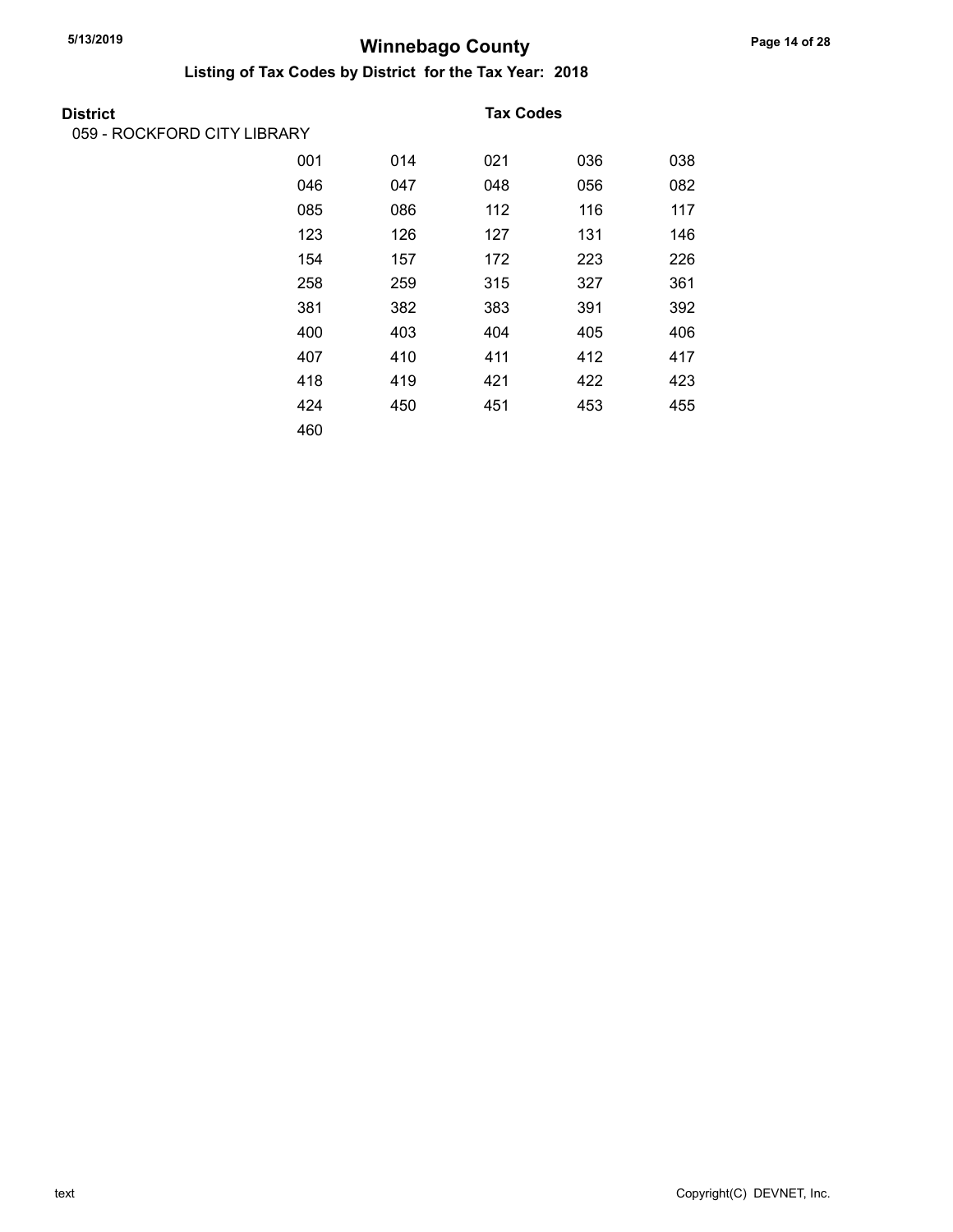# Winnebago County

## Listing of Tax Codes by District for the Tax Year: 2018

| District | Tax Codes | | | | |
|---|---|---|---|---|---|
| 059 - ROCKFORD CITY LIBRARY | | | | | |
| | 001 | 014 | 021 | 036 | 038 |
| | 046 | 047 | 048 | 056 | 082 |
| | 085 | 086 | 112 | 116 | 117 |
| | 123 | 126 | 127 | 131 | 146 |
| | 154 | 157 | 172 | 223 | 226 |
| | 258 | 259 | 315 | 327 | 361 |
| | 381 | 382 | 383 | 391 | 392 |
| | 400 | 403 | 404 | 405 | 406 |
| | 407 | 410 | 411 | 412 | 417 |
| | 418 | 419 | 421 | 422 | 423 |
| | 424 | 450 | 451 | 453 | 455 |
| | 460 | | | | |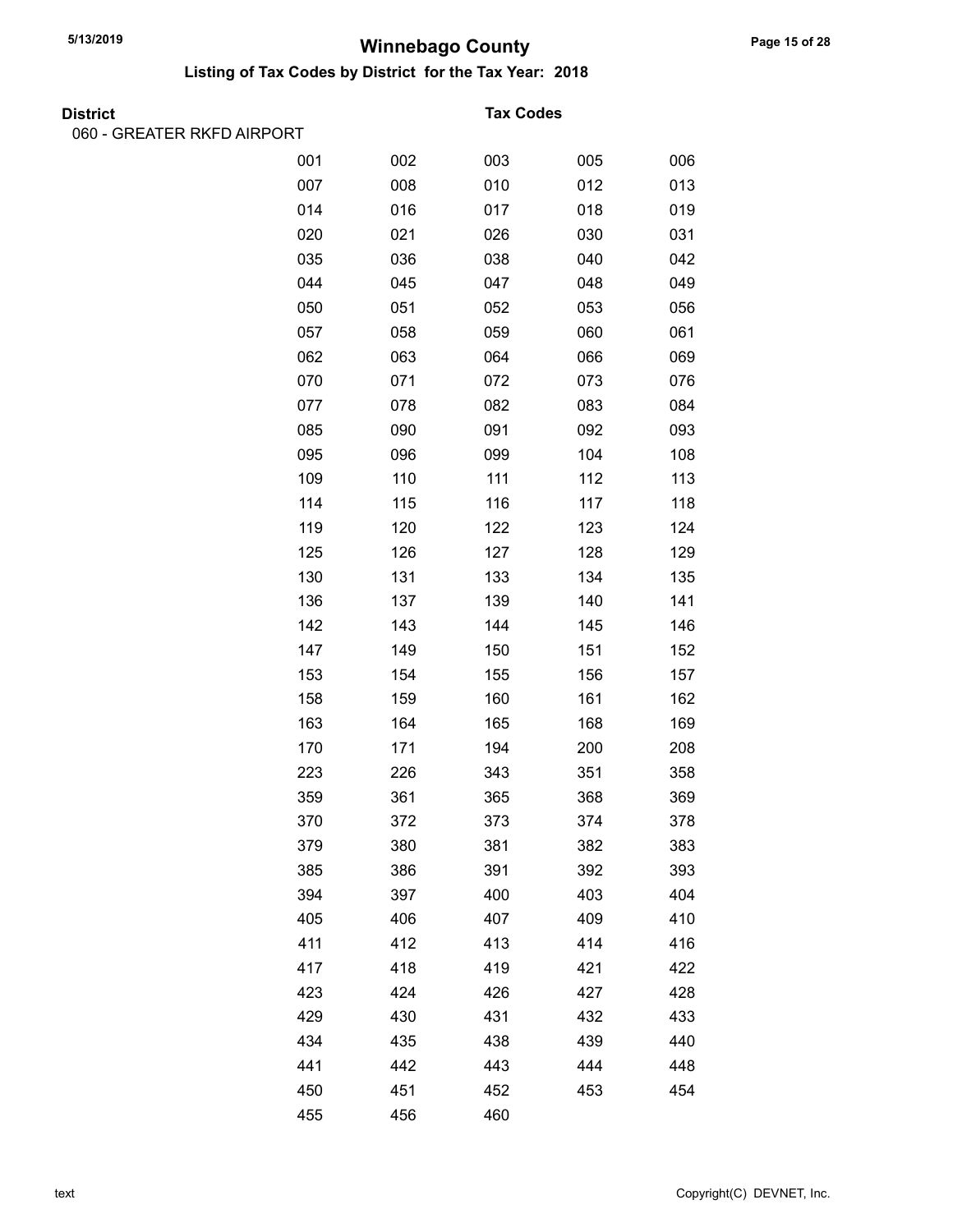# Winnebago County

## Listing of Tax Codes by District for the Tax Year: 2018

**District** | **Tax Codes**

060 - GREATER RKFD AIRPORT

| | | | | |
|---|---|---|---|---|
| 001 | 002 | 003 | 005 | 006 |
| 007 | 008 | 010 | 012 | 013 |
| 014 | 016 | 017 | 018 | 019 |
| 020 | 021 | 026 | 030 | 031 |
| 035 | 036 | 038 | 040 | 042 |
| 044 | 045 | 047 | 048 | 049 |
| 050 | 051 | 052 | 053 | 056 |
| 057 | 058 | 059 | 060 | 061 |
| 062 | 063 | 064 | 066 | 069 |
| 070 | 071 | 072 | 073 | 076 |
| 077 | 078 | 082 | 083 | 084 |
| 085 | 090 | 091 | 092 | 093 |
| 095 | 096 | 099 | 104 | 108 |
| 109 | 110 | 111 | 112 | 113 |
| 114 | 115 | 116 | 117 | 118 |
| 119 | 120 | 122 | 123 | 124 |
| 125 | 126 | 127 | 128 | 129 |
| 130 | 131 | 133 | 134 | 135 |
| 136 | 137 | 139 | 140 | 141 |
| 142 | 143 | 144 | 145 | 146 |
| 147 | 149 | 150 | 151 | 152 |
| 153 | 154 | 155 | 156 | 157 |
| 158 | 159 | 160 | 161 | 162 |
| 163 | 164 | 165 | 168 | 169 |
| 170 | 171 | 194 | 200 | 208 |
| 223 | 226 | 343 | 351 | 358 |
| 359 | 361 | 365 | 368 | 369 |
| 370 | 372 | 373 | 374 | 378 |
| 379 | 380 | 381 | 382 | 383 |
| 385 | 386 | 391 | 392 | 393 |
| 394 | 397 | 400 | 403 | 404 |
| 405 | 406 | 407 | 409 | 410 |
| 411 | 412 | 413 | 414 | 416 |
| 417 | 418 | 419 | 421 | 422 |
| 423 | 424 | 426 | 427 | 428 |
| 429 | 430 | 431 | 432 | 433 |
| 434 | 435 | 438 | 439 | 440 |
| 441 | 442 | 443 | 444 | 448 |
| 450 | 451 | 452 | 453 | 454 |
| 455 | 456 | 460 | | |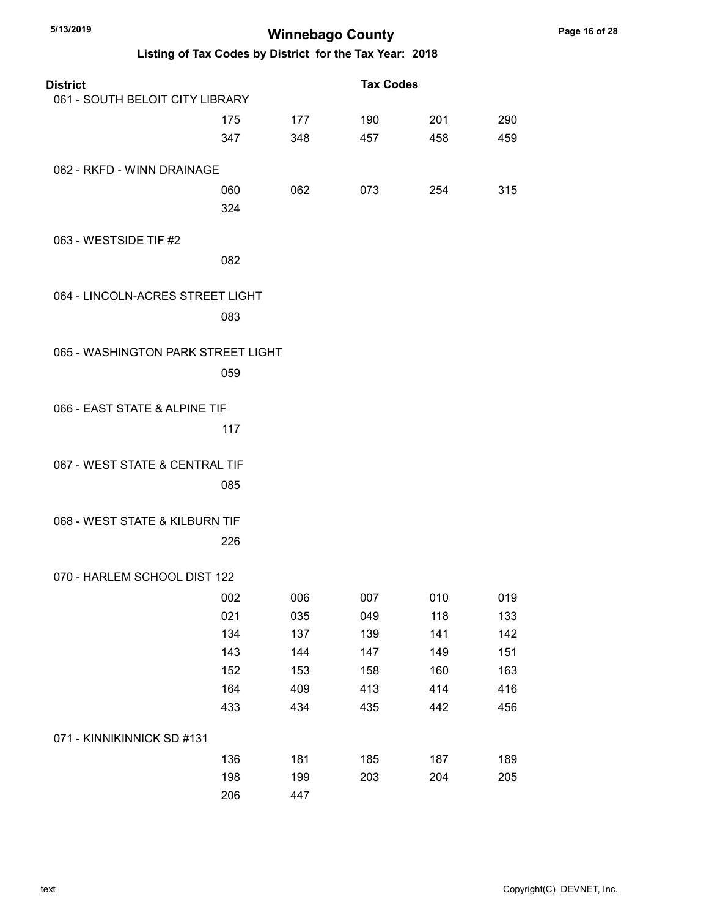# Winnebago County

## Listing of Tax Codes by District for the Tax Year: 2018

**District** | **Tax Codes**

### 061 - SOUTH BELOIT CITY LIBRARY

| | | | | |
|---|---|---|---|---|
| 175 | 177 | 190 | 201 | 290 |
| 347 | 348 | 457 | 458 | 459 |

### 062 - RKFD - WINN DRAINAGE

| | | | | |
|---|---|---|---|---|
| 060 | 062 | 073 | 254 | 315 |
| 324 | | | | |

### 063 - WESTSIDE TIF #2

082

### 064 - LINCOLN-ACRES STREET LIGHT

083

### 065 - WASHINGTON PARK STREET LIGHT

059

### 066 - EAST STATE & ALPINE TIF

117

### 067 - WEST STATE & CENTRAL TIF

085

### 068 - WEST STATE & KILBURN TIF

226

### 070 - HARLEM SCHOOL DIST 122

| | | | | |
|---|---|---|---|---|
| 002 | 006 | 007 | 010 | 019 |
| 021 | 035 | 049 | 118 | 133 |
| 134 | 137 | 139 | 141 | 142 |
| 143 | 144 | 147 | 149 | 151 |
| 152 | 153 | 158 | 160 | 163 |
| 164 | 409 | 413 | 414 | 416 |
| 433 | 434 | 435 | 442 | 456 |

### 071 - KINNIKINNICK SD #131

| | | | | |
|---|---|---|---|---|
| 136 | 181 | 185 | 187 | 189 |
| 198 | 199 | 203 | 204 | 205 |
| 206 | 447 | | | |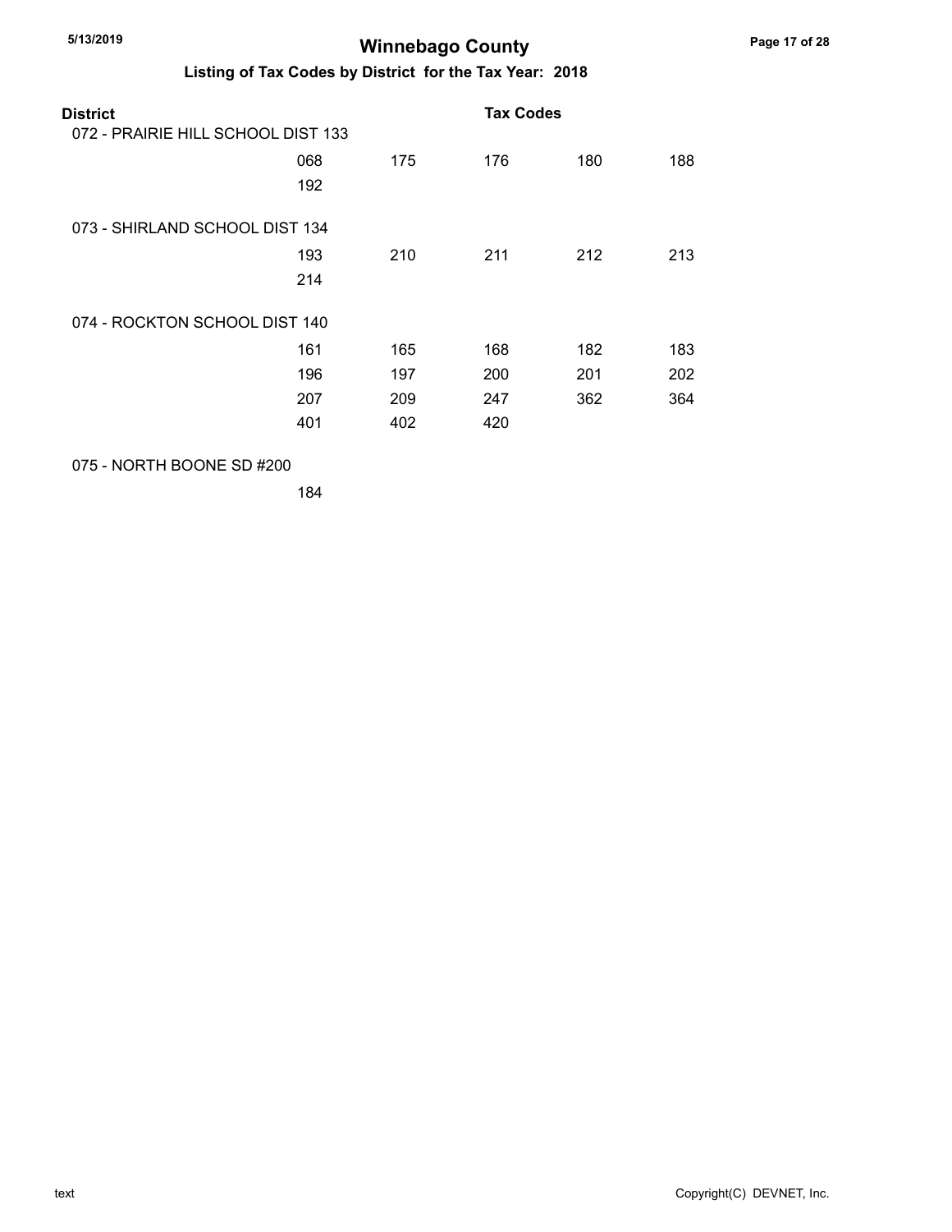# Winnebago County

## Listing of Tax Codes by District for the Tax Year: 2018

| District | Tax Codes | | | | |
|---|---|---|---|---|---|
| 072 - PRAIRIE HILL SCHOOL DIST 133 | | | | | |
| | 068 | 175 | 176 | 180 | 188 |
| | 192 | | | | |
| 073 - SHIRLAND SCHOOL DIST 134 | | | | | |
| | 193 | 210 | 211 | 212 | 213 |
| | 214 | | | | |
| 074 - ROCKTON SCHOOL DIST 140 | | | | | |
| | 161 | 165 | 168 | 182 | 183 |
| | 196 | 197 | 200 | 201 | 202 |
| | 207 | 209 | 247 | 362 | 364 |
| | 401 | 402 | 420 | | |
| 075 - NORTH BOONE SD #200 | | | | | |
| | 184 | | | | |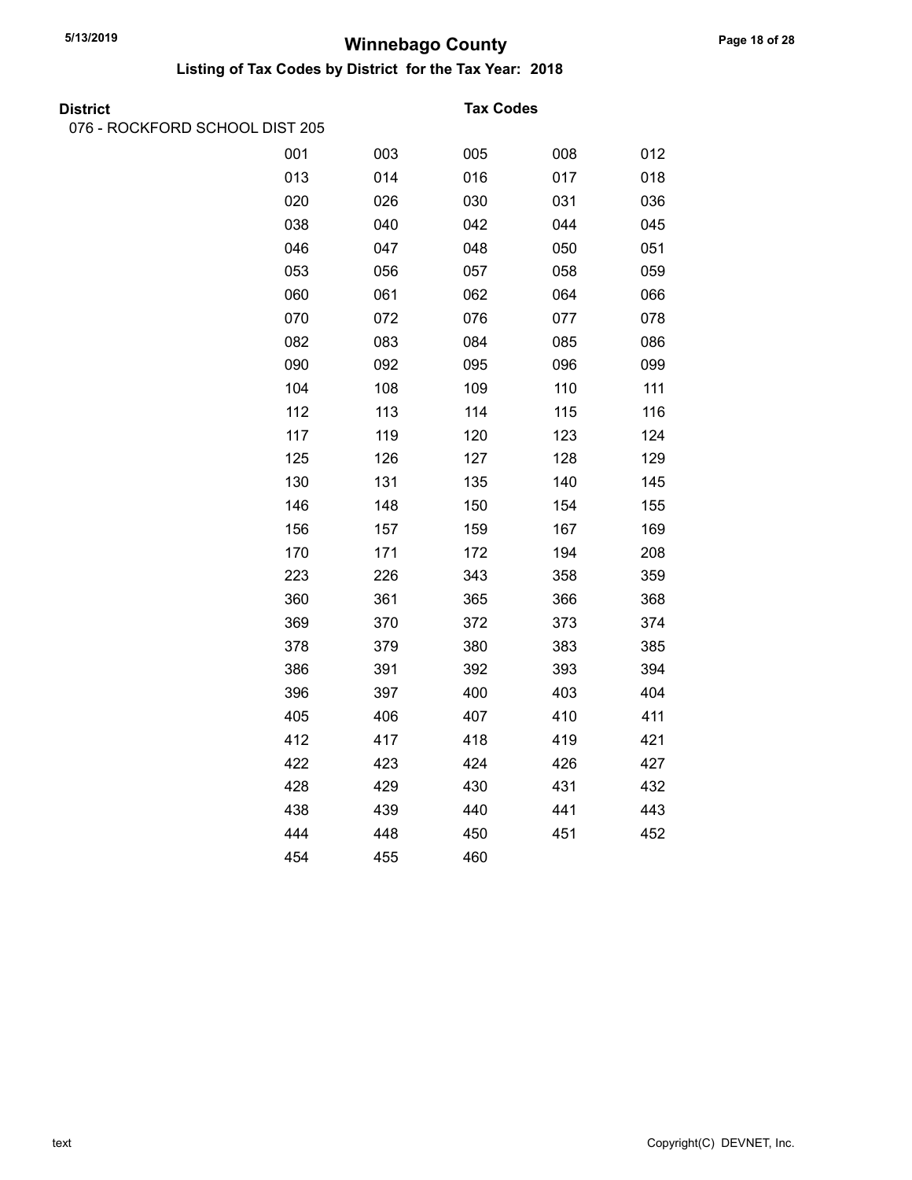# Winnebago County

## Listing of Tax Codes by District for the Tax Year: 2018

**District** — **Tax Codes**

076 - ROCKFORD SCHOOL DIST 205

| | | | | |
|---|---|---|---|---|
| 001 | 003 | 005 | 008 | 012 |
| 013 | 014 | 016 | 017 | 018 |
| 020 | 026 | 030 | 031 | 036 |
| 038 | 040 | 042 | 044 | 045 |
| 046 | 047 | 048 | 050 | 051 |
| 053 | 056 | 057 | 058 | 059 |
| 060 | 061 | 062 | 064 | 066 |
| 070 | 072 | 076 | 077 | 078 |
| 082 | 083 | 084 | 085 | 086 |
| 090 | 092 | 095 | 096 | 099 |
| 104 | 108 | 109 | 110 | 111 |
| 112 | 113 | 114 | 115 | 116 |
| 117 | 119 | 120 | 123 | 124 |
| 125 | 126 | 127 | 128 | 129 |
| 130 | 131 | 135 | 140 | 145 |
| 146 | 148 | 150 | 154 | 155 |
| 156 | 157 | 159 | 167 | 169 |
| 170 | 171 | 172 | 194 | 208 |
| 223 | 226 | 343 | 358 | 359 |
| 360 | 361 | 365 | 366 | 368 |
| 369 | 370 | 372 | 373 | 374 |
| 378 | 379 | 380 | 383 | 385 |
| 386 | 391 | 392 | 393 | 394 |
| 396 | 397 | 400 | 403 | 404 |
| 405 | 406 | 407 | 410 | 411 |
| 412 | 417 | 418 | 419 | 421 |
| 422 | 423 | 424 | 426 | 427 |
| 428 | 429 | 430 | 431 | 432 |
| 438 | 439 | 440 | 441 | 443 |
| 444 | 448 | 450 | 451 | 452 |
| 454 | 455 | 460 | | |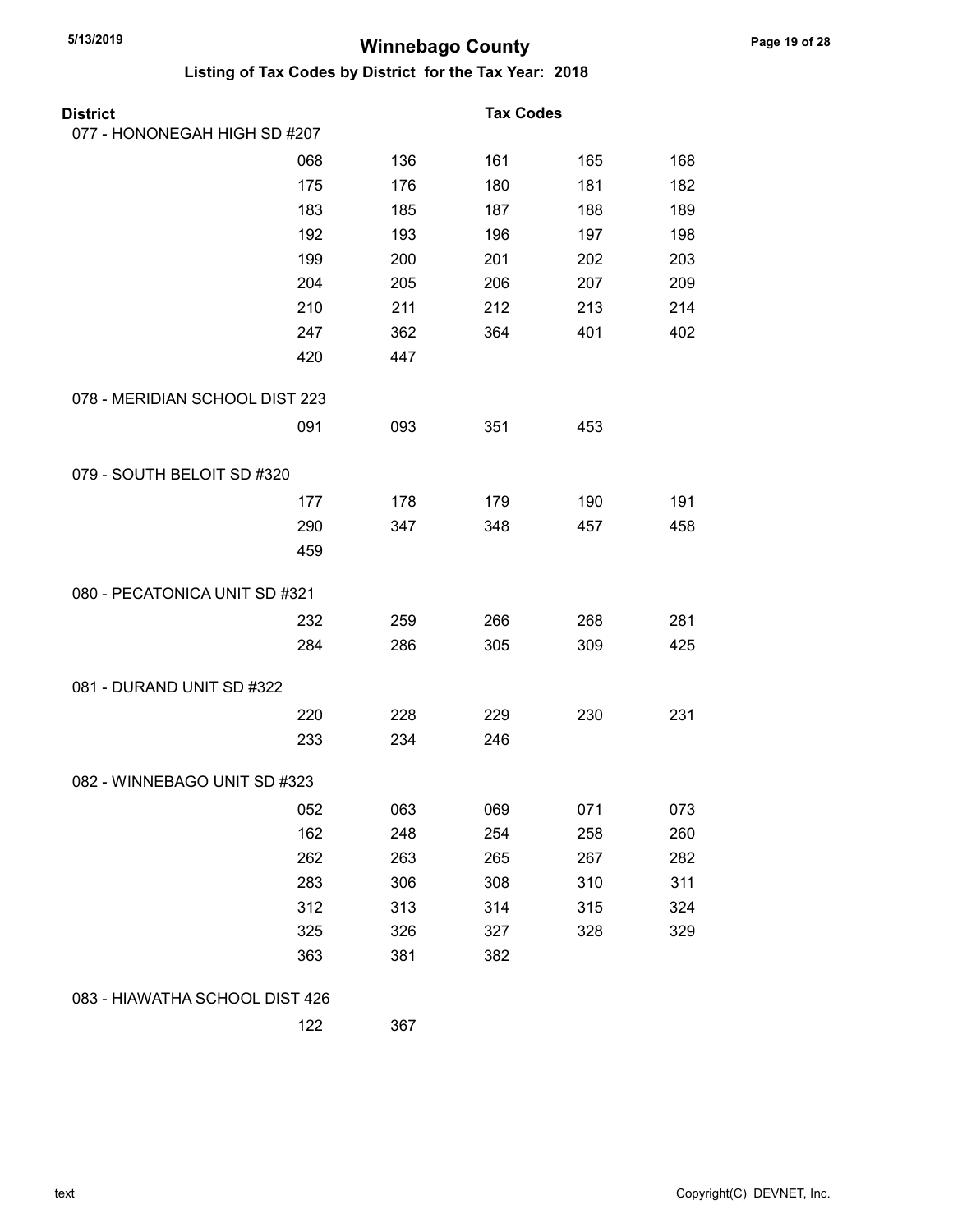# Winnebago County

## Listing of Tax Codes by District for the Tax Year: 2018

**District** | **Tax Codes**

### 077 - HONONEGAH HIGH SD #207

| | | | | |
|---|---|---|---|---|
| 068 | 136 | 161 | 165 | 168 |
| 175 | 176 | 180 | 181 | 182 |
| 183 | 185 | 187 | 188 | 189 |
| 192 | 193 | 196 | 197 | 198 |
| 199 | 200 | 201 | 202 | 203 |
| 204 | 205 | 206 | 207 | 209 |
| 210 | 211 | 212 | 213 | 214 |
| 247 | 362 | 364 | 401 | 402 |
| 420 | 447 | | | |

### 078 - MERIDIAN SCHOOL DIST 223

| | | | |
|---|---|---|---|
| 091 | 093 | 351 | 453 |

### 079 - SOUTH BELOIT SD #320

| | | | | |
|---|---|---|---|---|
| 177 | 178 | 179 | 190 | 191 |
| 290 | 347 | 348 | 457 | 458 |
| 459 | | | | |

### 080 - PECATONICA UNIT SD #321

| | | | | |
|---|---|---|---|---|
| 232 | 259 | 266 | 268 | 281 |
| 284 | 286 | 305 | 309 | 425 |

### 081 - DURAND UNIT SD #322

| | | | | |
|---|---|---|---|---|
| 220 | 228 | 229 | 230 | 231 |
| 233 | 234 | 246 | | |

### 082 - WINNEBAGO UNIT SD #323

| | | | | |
|---|---|---|---|---|
| 052 | 063 | 069 | 071 | 073 |
| 162 | 248 | 254 | 258 | 260 |
| 262 | 263 | 265 | 267 | 282 |
| 283 | 306 | 308 | 310 | 311 |
| 312 | 313 | 314 | 315 | 324 |
| 325 | 326 | 327 | 328 | 329 |
| 363 | 381 | 382 | | |

### 083 - HIAWATHA SCHOOL DIST 426

| | |
|---|---|
| 122 | 367 |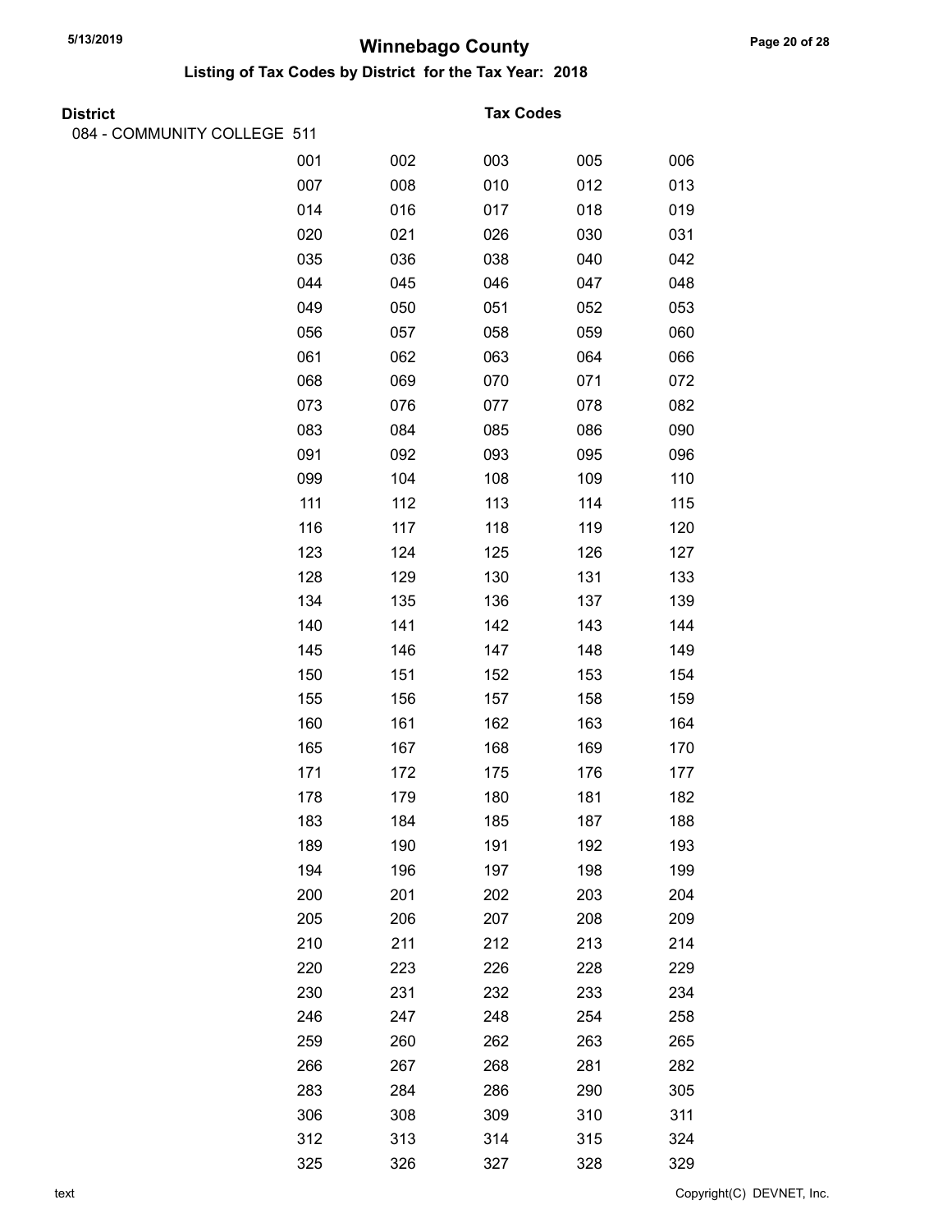# Winnebago County

## Listing of Tax Codes by District for the Tax Year: 2018

**District** | **Tax Codes**

084 - COMMUNITY COLLEGE 511

| | | | | |
|---|---|---|---|---|
| 001 | 002 | 003 | 005 | 006 |
| 007 | 008 | 010 | 012 | 013 |
| 014 | 016 | 017 | 018 | 019 |
| 020 | 021 | 026 | 030 | 031 |
| 035 | 036 | 038 | 040 | 042 |
| 044 | 045 | 046 | 047 | 048 |
| 049 | 050 | 051 | 052 | 053 |
| 056 | 057 | 058 | 059 | 060 |
| 061 | 062 | 063 | 064 | 066 |
| 068 | 069 | 070 | 071 | 072 |
| 073 | 076 | 077 | 078 | 082 |
| 083 | 084 | 085 | 086 | 090 |
| 091 | 092 | 093 | 095 | 096 |
| 099 | 104 | 108 | 109 | 110 |
| 111 | 112 | 113 | 114 | 115 |
| 116 | 117 | 118 | 119 | 120 |
| 123 | 124 | 125 | 126 | 127 |
| 128 | 129 | 130 | 131 | 133 |
| 134 | 135 | 136 | 137 | 139 |
| 140 | 141 | 142 | 143 | 144 |
| 145 | 146 | 147 | 148 | 149 |
| 150 | 151 | 152 | 153 | 154 |
| 155 | 156 | 157 | 158 | 159 |
| 160 | 161 | 162 | 163 | 164 |
| 165 | 167 | 168 | 169 | 170 |
| 171 | 172 | 175 | 176 | 177 |
| 178 | 179 | 180 | 181 | 182 |
| 183 | 184 | 185 | 187 | 188 |
| 189 | 190 | 191 | 192 | 193 |
| 194 | 196 | 197 | 198 | 199 |
| 200 | 201 | 202 | 203 | 204 |
| 205 | 206 | 207 | 208 | 209 |
| 210 | 211 | 212 | 213 | 214 |
| 220 | 223 | 226 | 228 | 229 |
| 230 | 231 | 232 | 233 | 234 |
| 246 | 247 | 248 | 254 | 258 |
| 259 | 260 | 262 | 263 | 265 |
| 266 | 267 | 268 | 281 | 282 |
| 283 | 284 | 286 | 290 | 305 |
| 306 | 308 | 309 | 310 | 311 |
| 312 | 313 | 314 | 315 | 324 |
| 325 | 326 | 327 | 328 | 329 |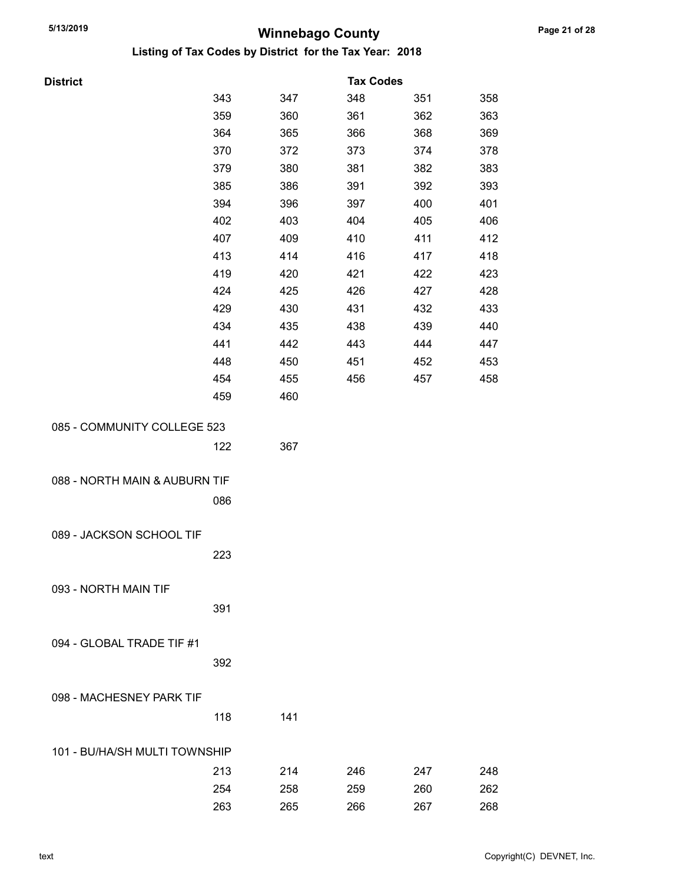# Winnebago County

## Listing of Tax Codes by District for the Tax Year: 2018

| District | Tax Codes | | | | |
|---|---|---|---|---|---|
| | 343 | 347 | 348 | 351 | 358 |
| | 359 | 360 | 361 | 362 | 363 |
| | 364 | 365 | 366 | 368 | 369 |
| | 370 | 372 | 373 | 374 | 378 |
| | 379 | 380 | 381 | 382 | 383 |
| | 385 | 386 | 391 | 392 | 393 |
| | 394 | 396 | 397 | 400 | 401 |
| | 402 | 403 | 404 | 405 | 406 |
| | 407 | 409 | 410 | 411 | 412 |
| | 413 | 414 | 416 | 417 | 418 |
| | 419 | 420 | 421 | 422 | 423 |
| | 424 | 425 | 426 | 427 | 428 |
| | 429 | 430 | 431 | 432 | 433 |
| | 434 | 435 | 438 | 439 | 440 |
| | 441 | 442 | 443 | 444 | 447 |
| | 448 | 450 | 451 | 452 | 453 |
| | 454 | 455 | 456 | 457 | 458 |
| | 459 | 460 | | | |
| 085 - COMMUNITY COLLEGE 523 | | | | | |
| | 122 | 367 | | | |
| 088 - NORTH MAIN & AUBURN TIF | | | | | |
| | 086 | | | | |
| 089 - JACKSON SCHOOL TIF | | | | | |
| | 223 | | | | |
| 093 - NORTH MAIN TIF | | | | | |
| | 391 | | | | |
| 094 - GLOBAL TRADE TIF #1 | | | | | |
| | 392 | | | | |
| 098 - MACHESNEY PARK TIF | | | | | |
| | 118 | 141 | | | |
| 101 - BU/HA/SH MULTI TOWNSHIP | | | | | |
| | 213 | 214 | 246 | 247 | 248 |
| | 254 | 258 | 259 | 260 | 262 |
| | 263 | 265 | 266 | 267 | 268 |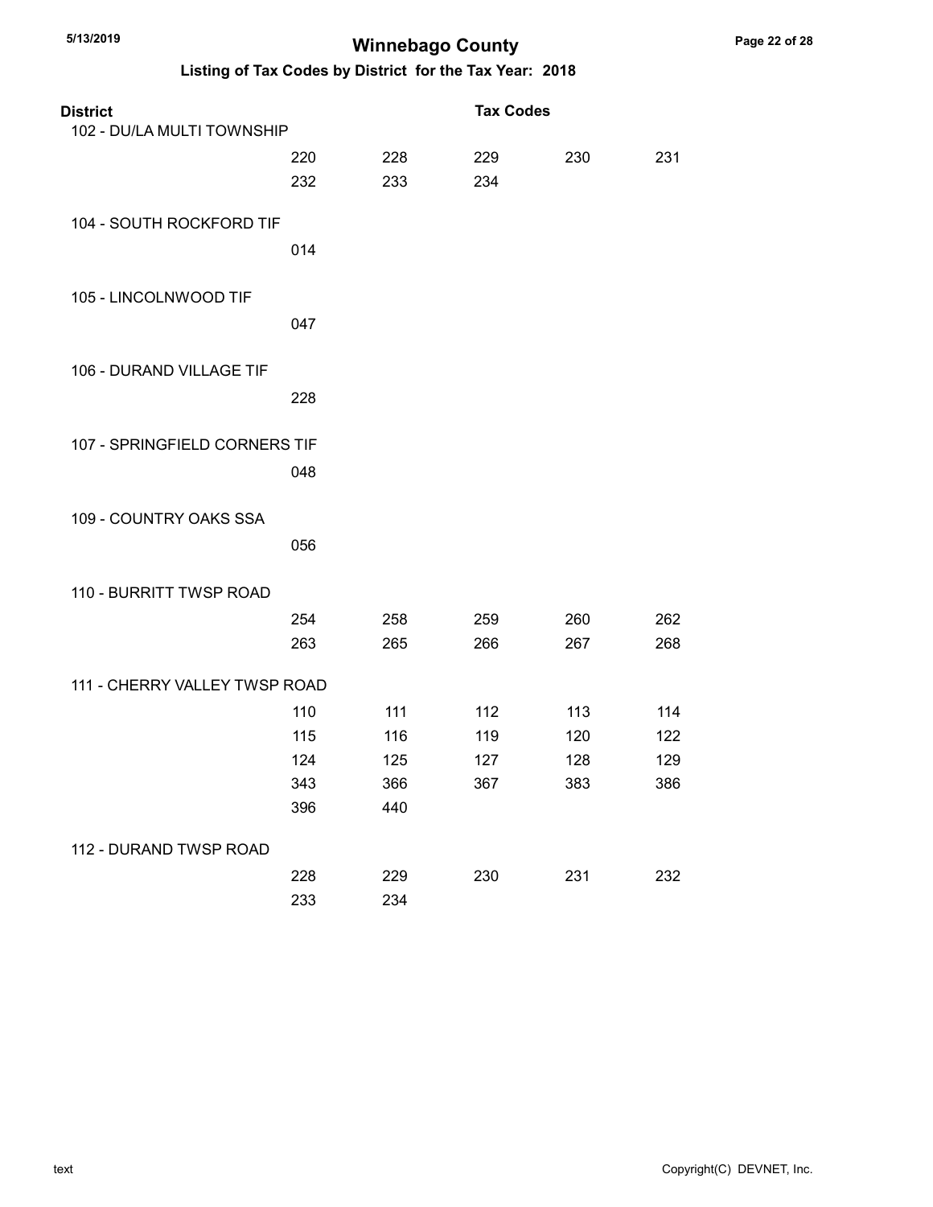# Winnebago County

## Listing of Tax Codes by District for the Tax Year: 2018

| District | Tax Codes | | | | |
|---|---|---|---|---|---|
| 102 - DU/LA MULTI TOWNSHIP | | | | | |
| | 220 | 228 | 229 | 230 | 231 |
| | 232 | 233 | 234 | | |
| 104 - SOUTH ROCKFORD TIF | | | | | |
| | 014 | | | | |
| 105 - LINCOLNWOOD TIF | | | | | |
| | 047 | | | | |
| 106 - DURAND VILLAGE TIF | | | | | |
| | 228 | | | | |
| 107 - SPRINGFIELD CORNERS TIF | | | | | |
| | 048 | | | | |
| 109 - COUNTRY OAKS SSA | | | | | |
| | 056 | | | | |
| 110 - BURRITT TWSP ROAD | | | | | |
| | 254 | 258 | 259 | 260 | 262 |
| | 263 | 265 | 266 | 267 | 268 |
| 111 - CHERRY VALLEY TWSP ROAD | | | | | |
| | 110 | 111 | 112 | 113 | 114 |
| | 115 | 116 | 119 | 120 | 122 |
| | 124 | 125 | 127 | 128 | 129 |
| | 343 | 366 | 367 | 383 | 386 |
| | 396 | 440 | | | |
| 112 - DURAND TWSP ROAD | | | | | |
| | 228 | 229 | 230 | 231 | 232 |
| | 233 | 234 | | | |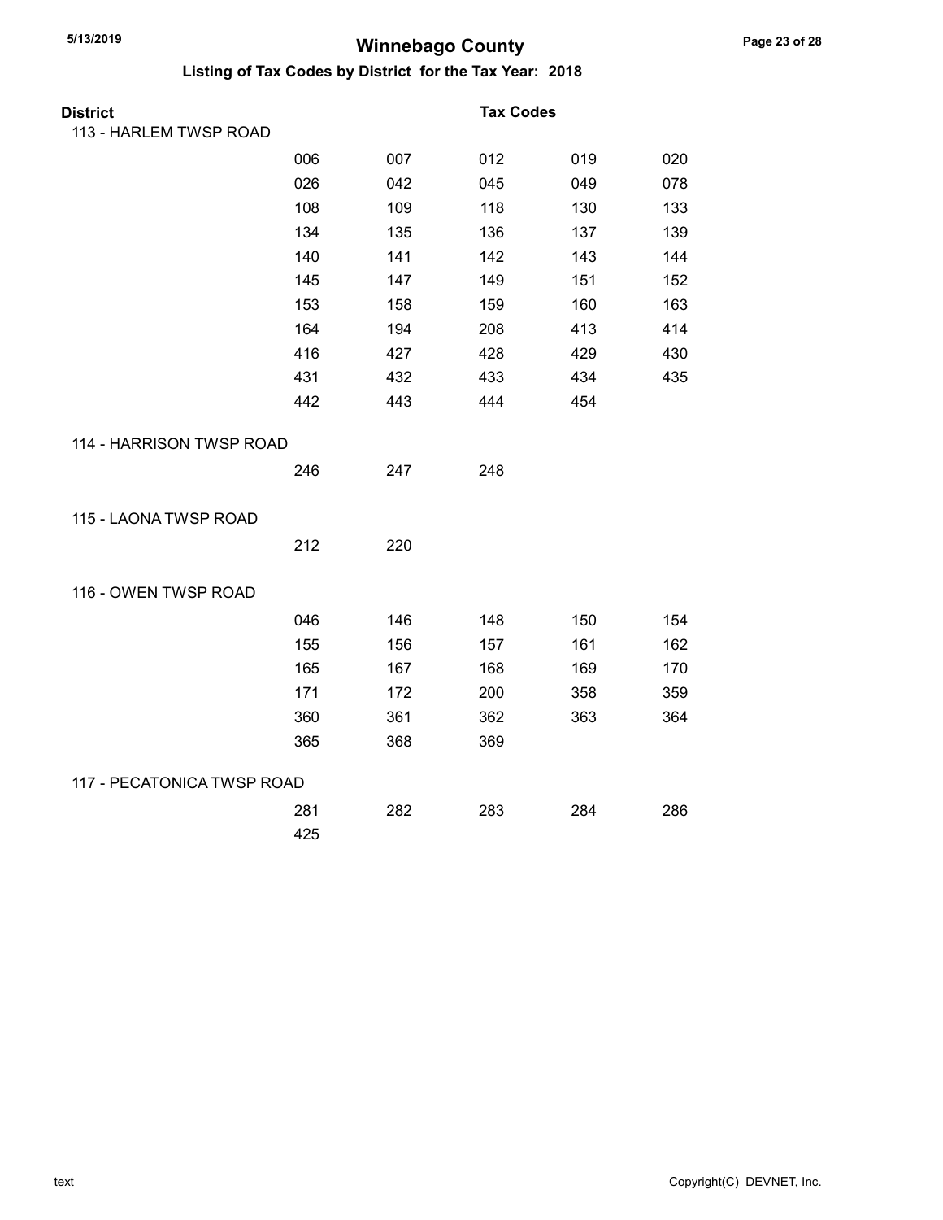# Winnebago County

## Listing of Tax Codes by District for the Tax Year: 2018

| District | Tax Codes | | | | |
|---|---|---|---|---|---|
| 113 - HARLEM TWSP ROAD | | | | | |
| | 006 | 007 | 012 | 019 | 020 |
| | 026 | 042 | 045 | 049 | 078 |
| | 108 | 109 | 118 | 130 | 133 |
| | 134 | 135 | 136 | 137 | 139 |
| | 140 | 141 | 142 | 143 | 144 |
| | 145 | 147 | 149 | 151 | 152 |
| | 153 | 158 | 159 | 160 | 163 |
| | 164 | 194 | 208 | 413 | 414 |
| | 416 | 427 | 428 | 429 | 430 |
| | 431 | 432 | 433 | 434 | 435 |
| | 442 | 443 | 444 | 454 | |
| 114 - HARRISON TWSP ROAD | | | | | |
| | 246 | 247 | 248 | | |
| 115 - LAONA TWSP ROAD | | | | | |
| | 212 | 220 | | | |
| 116 - OWEN TWSP ROAD | | | | | |
| | 046 | 146 | 148 | 150 | 154 |
| | 155 | 156 | 157 | 161 | 162 |
| | 165 | 167 | 168 | 169 | 170 |
| | 171 | 172 | 200 | 358 | 359 |
| | 360 | 361 | 362 | 363 | 364 |
| | 365 | 368 | 369 | | |
| 117 - PECATONICA TWSP ROAD | | | | | |
| | 281 | 282 | 283 | 284 | 286 |
| | 425 | | | | |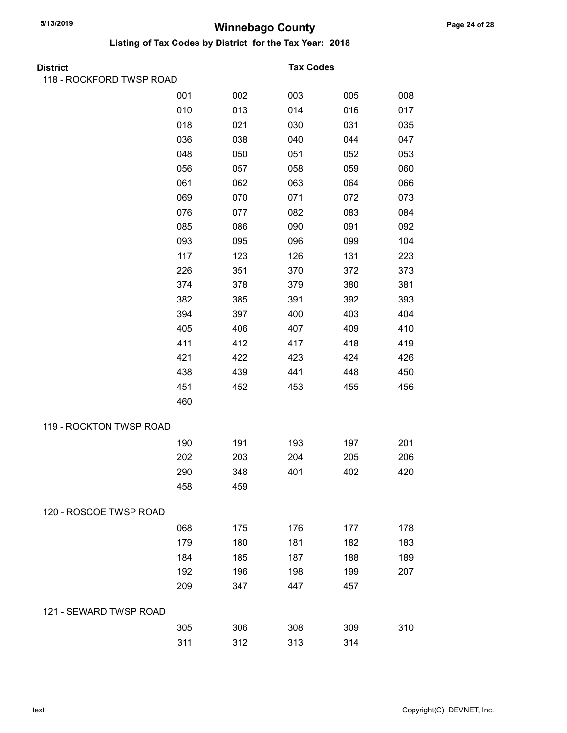# Winnebago County

## Listing of Tax Codes by District for the Tax Year: 2018

| District | Tax Codes | | | | |
|---|---|---|---|---|---|
| 118 - ROCKFORD TWSP ROAD | | | | | |
| | 001 | 002 | 003 | 005 | 008 |
| | 010 | 013 | 014 | 016 | 017 |
| | 018 | 021 | 030 | 031 | 035 |
| | 036 | 038 | 040 | 044 | 047 |
| | 048 | 050 | 051 | 052 | 053 |
| | 056 | 057 | 058 | 059 | 060 |
| | 061 | 062 | 063 | 064 | 066 |
| | 069 | 070 | 071 | 072 | 073 |
| | 076 | 077 | 082 | 083 | 084 |
| | 085 | 086 | 090 | 091 | 092 |
| | 093 | 095 | 096 | 099 | 104 |
| | 117 | 123 | 126 | 131 | 223 |
| | 226 | 351 | 370 | 372 | 373 |
| | 374 | 378 | 379 | 380 | 381 |
| | 382 | 385 | 391 | 392 | 393 |
| | 394 | 397 | 400 | 403 | 404 |
| | 405 | 406 | 407 | 409 | 410 |
| | 411 | 412 | 417 | 418 | 419 |
| | 421 | 422 | 423 | 424 | 426 |
| | 438 | 439 | 441 | 448 | 450 |
| | 451 | 452 | 453 | 455 | 456 |
| | 460 | | | | |
| 119 - ROCKTON TWSP ROAD | | | | | |
| | 190 | 191 | 193 | 197 | 201 |
| | 202 | 203 | 204 | 205 | 206 |
| | 290 | 348 | 401 | 402 | 420 |
| | 458 | 459 | | | |
| 120 - ROSCOE TWSP ROAD | | | | | |
| | 068 | 175 | 176 | 177 | 178 |
| | 179 | 180 | 181 | 182 | 183 |
| | 184 | 185 | 187 | 188 | 189 |
| | 192 | 196 | 198 | 199 | 207 |
| | 209 | 347 | 447 | 457 | |
| 121 - SEWARD TWSP ROAD | | | | | |
| | 305 | 306 | 308 | 309 | 310 |
| | 311 | 312 | 313 | 314 | |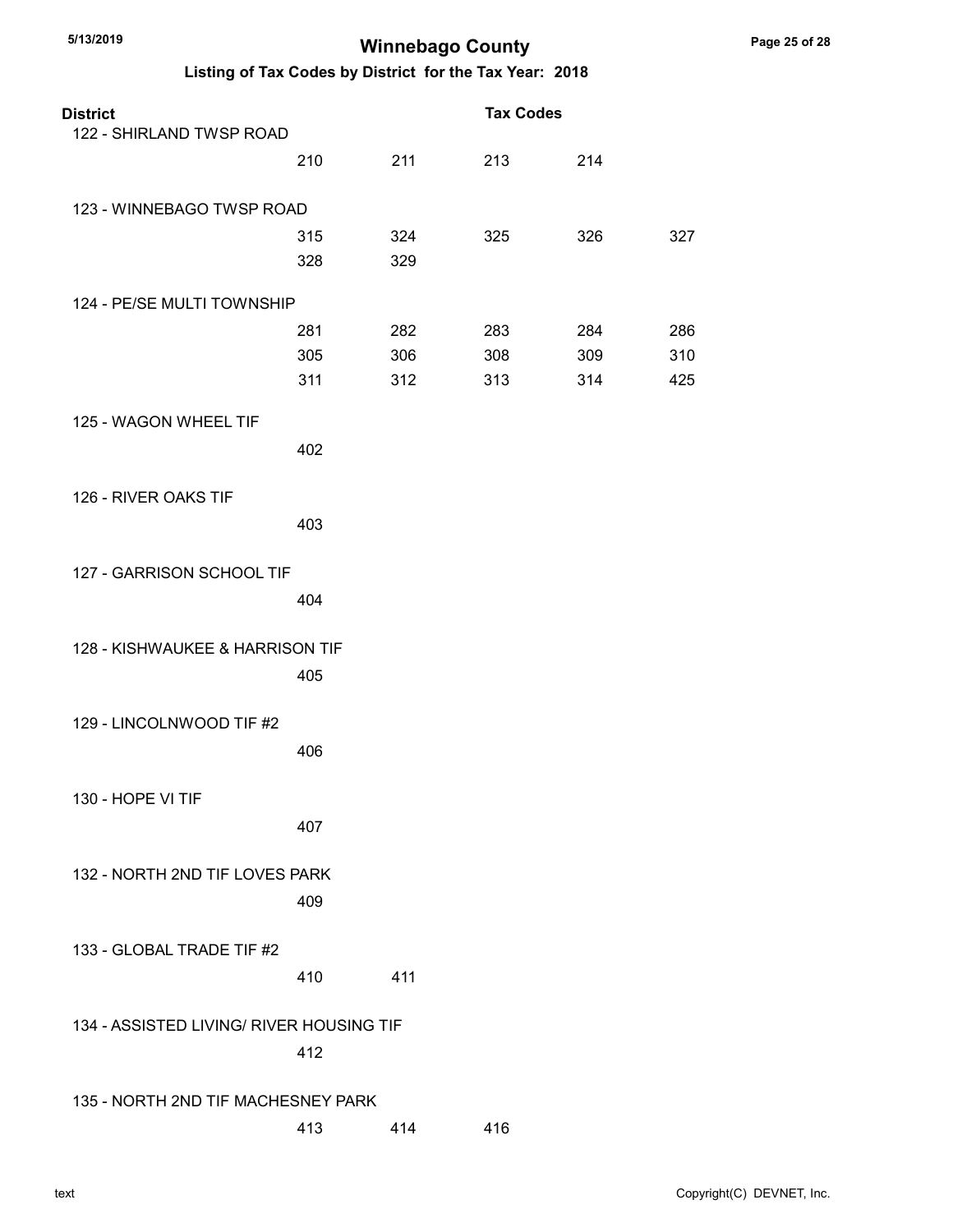# Winnebago County

## Listing of Tax Codes by District for the Tax Year: 2018

| District | Tax Codes | | | | |
|---|---|---|---|---|---|
| 122 - SHIRLAND TWSP ROAD | | | | | |
| | 210 | 211 | 213 | 214 | |
| 123 - WINNEBAGO TWSP ROAD | | | | | |
| | 315 | 324 | 325 | 326 | 327 |
| | 328 | 329 | | | |
| 124 - PE/SE MULTI TOWNSHIP | | | | | |
| | 281 | 282 | 283 | 284 | 286 |
| | 305 | 306 | 308 | 309 | 310 |
| | 311 | 312 | 313 | 314 | 425 |
| 125 - WAGON WHEEL TIF | | | | | |
| | 402 | | | | |
| 126 - RIVER OAKS TIF | | | | | |
| | 403 | | | | |
| 127 - GARRISON SCHOOL TIF | | | | | |
| | 404 | | | | |
| 128 - KISHWAUKEE & HARRISON TIF | | | | | |
| | 405 | | | | |
| 129 - LINCOLNWOOD TIF #2 | | | | | |
| | 406 | | | | |
| 130 - HOPE VI TIF | | | | | |
| | 407 | | | | |
| 132 - NORTH 2ND TIF LOVES PARK | | | | | |
| | 409 | | | | |
| 133 - GLOBAL TRADE TIF #2 | | | | | |
| | 410 | 411 | | | |
| 134 - ASSISTED LIVING/ RIVER HOUSING TIF | | | | | |
| | 412 | | | | |
| 135 - NORTH 2ND TIF MACHESNEY PARK | | | | | |
| | 413 | 414 | 416 | | |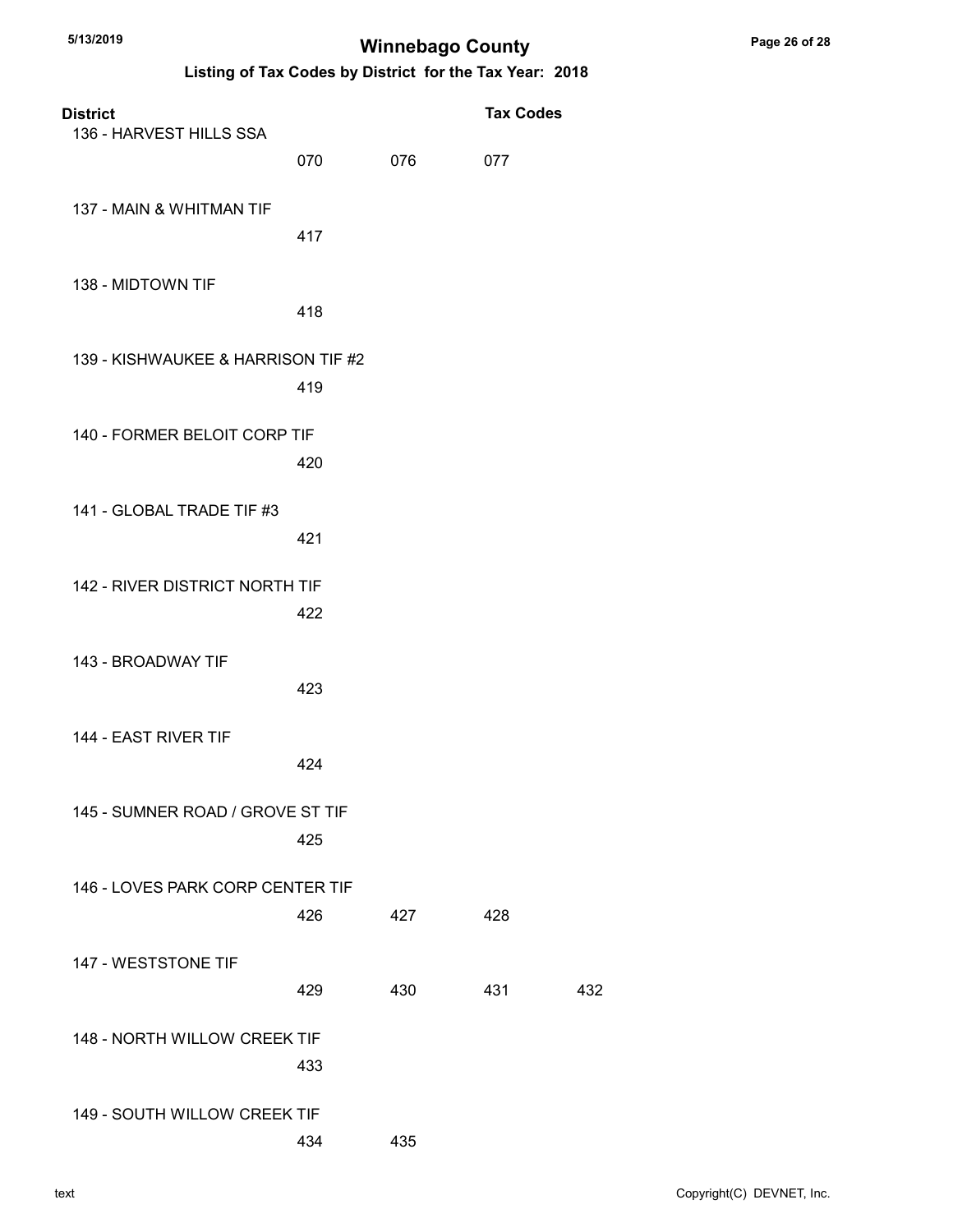# Winnebago County

## Listing of Tax Codes by District for the Tax Year: 2018

| District | Tax Codes | | | |
|---|---|---|---|---|
| 136 - HARVEST HILLS SSA | 070 | 076 | 077 | |
| 137 - MAIN & WHITMAN TIF | 417 | | | |
| 138 - MIDTOWN TIF | 418 | | | |
| 139 - KISHWAUKEE & HARRISON TIF #2 | 419 | | | |
| 140 - FORMER BELOIT CORP TIF | 420 | | | |
| 141 - GLOBAL TRADE TIF #3 | 421 | | | |
| 142 - RIVER DISTRICT NORTH TIF | 422 | | | |
| 143 - BROADWAY TIF | 423 | | | |
| 144 - EAST RIVER TIF | 424 | | | |
| 145 - SUMNER ROAD / GROVE ST TIF | 425 | | | |
| 146 - LOVES PARK CORP CENTER TIF | 426 | 427 | 428 | |
| 147 - WESTSTONE TIF | 429 | 430 | 431 | 432 |
| 148 - NORTH WILLOW CREEK TIF | 433 | | | |
| 149 - SOUTH WILLOW CREEK TIF | 434 | 435 | | |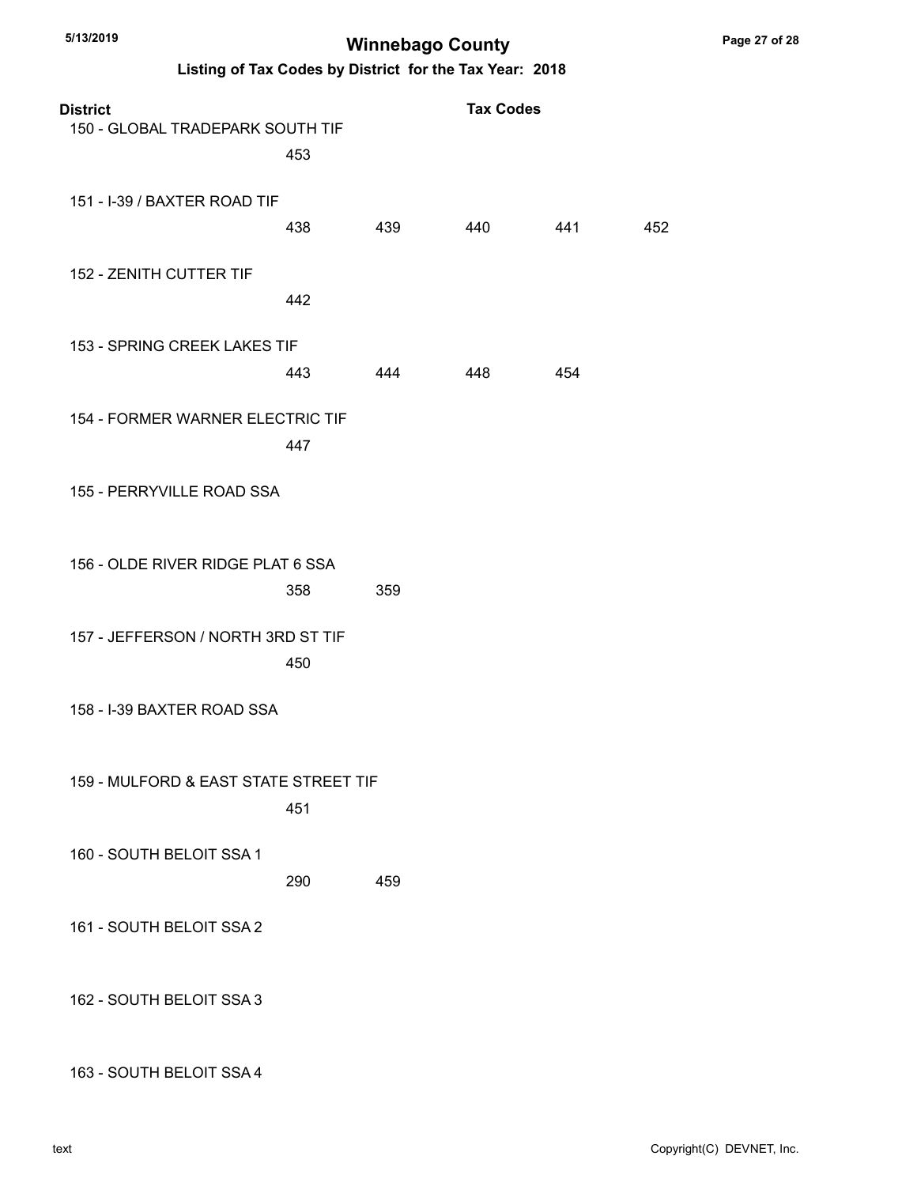# Winnebago County

## Listing of Tax Codes by District for the Tax Year: 2018

| District | Tax Codes | | | | |
|---|---|---|---|---|---|
| 150 - GLOBAL TRADEPARK SOUTH TIF | 453 | | | | |
| 151 - I-39 / BAXTER ROAD TIF | 438 | 439 | 440 | 441 | 452 |
| 152 - ZENITH CUTTER TIF | 442 | | | | |
| 153 - SPRING CREEK LAKES TIF | 443 | 444 | 448 | 454 | |
| 154 - FORMER WARNER ELECTRIC TIF | 447 | | | | |
| 155 - PERRYVILLE ROAD SSA | | | | | |
| 156 - OLDE RIVER RIDGE PLAT 6 SSA | 358 | 359 | | | |
| 157 - JEFFERSON / NORTH 3RD ST TIF | 450 | | | | |
| 158 - I-39 BAXTER ROAD SSA | | | | | |
| 159 - MULFORD & EAST STATE STREET TIF | 451 | | | | |
| 160 - SOUTH BELOIT SSA 1 | 290 | 459 | | | |
| 161 - SOUTH BELOIT SSA 2 | | | | | |
| 162 - SOUTH BELOIT SSA 3 | | | | | |
| 163 - SOUTH BELOIT SSA 4 | | | | | |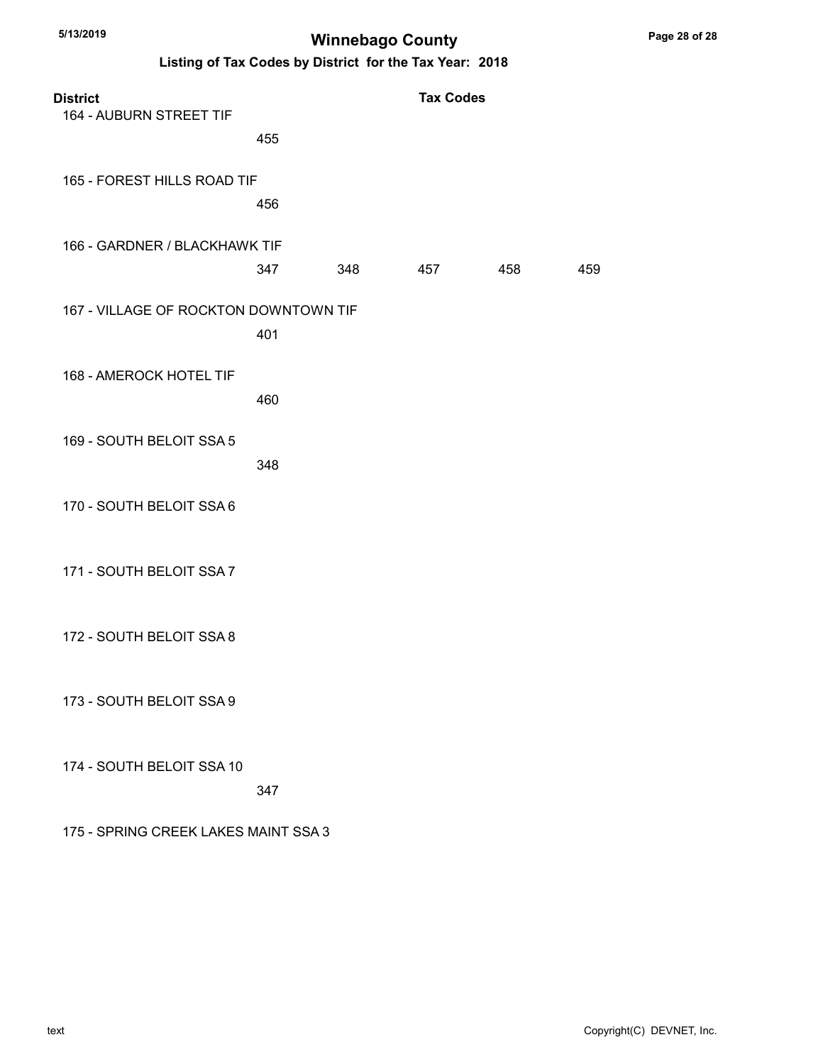# Winnebago County

## Listing of Tax Codes by District for the Tax Year: 2018

| District | Tax Codes | | | | |
|---|---|---|---|---|---|
| 164 - AUBURN STREET TIF | | | | | |
| | 455 | | | | |
| 165 - FOREST HILLS ROAD TIF | | | | | |
| | 456 | | | | |
| 166 - GARDNER / BLACKHAWK TIF | | | | | |
| | 347 | 348 | 457 | 458 | 459 |
| 167 - VILLAGE OF ROCKTON DOWNTOWN TIF | | | | | |
| | 401 | | | | |
| 168 - AMEROCK HOTEL TIF | | | | | |
| | 460 | | | | |
| 169 - SOUTH BELOIT SSA 5 | | | | | |
| | 348 | | | | |
| 170 - SOUTH BELOIT SSA 6 | | | | | |
| 171 - SOUTH BELOIT SSA 7 | | | | | |
| 172 - SOUTH BELOIT SSA 8 | | | | | |
| 173 - SOUTH BELOIT SSA 9 | | | | | |
| 174 - SOUTH BELOIT SSA 10 | | | | | |
| | 347 | | | | |
| 175 - SPRING CREEK LAKES MAINT SSA 3 | | | | | |